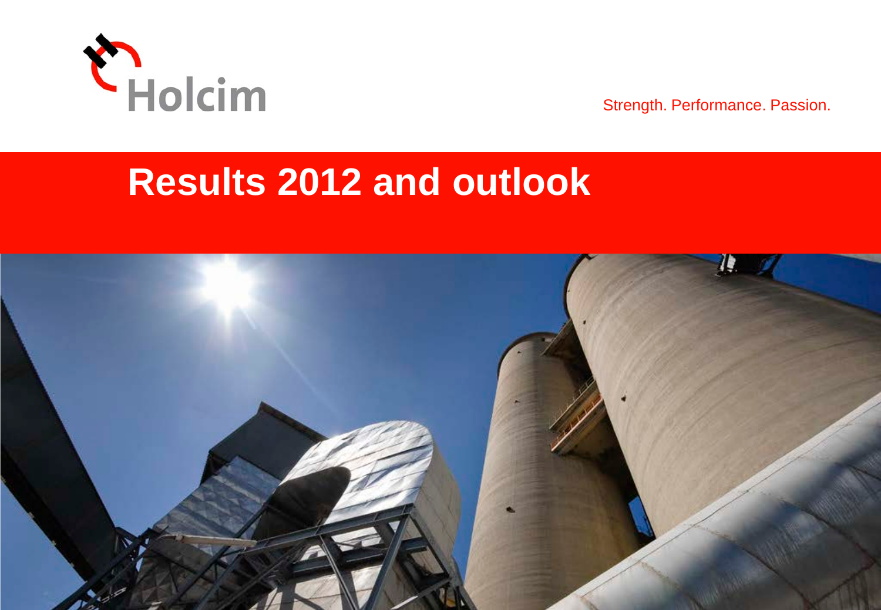Holcim

Strength. Performance. Passion.

# Results 2012 and outlook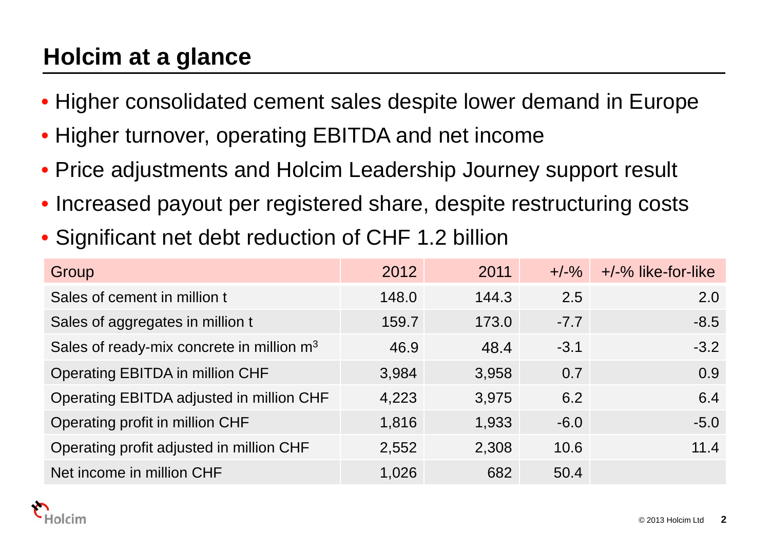# Holcim at a glance

- Higher consolidated cement sales despite lower demand in Europe
- Higher turnover, operating EBITDA and net income
- Price adjustments and Holcim Leadership Journey support result
- Increased payout per registered share, despite restructuring costs
- Significant net debt reduction of CHF 1.2 billion

| Group | 2012 | 2011 | +/-% | +/-% like-for-like |
|---|---|---|---|---|
| Sales of cement in million t | 148.0 | 144.3 | 2.5 | 2.0 |
| Sales of aggregates in million t | 159.7 | 173.0 | -7.7 | -8.5 |
| Sales of ready-mix concrete in million $m^3$ | 46.9 | 48.4 | -3.1 | -3.2 |
| Operating EBITDA in million CHF | 3,984 | 3,958 | 0.7 | 0.9 |
| Operating EBITDA adjusted in million CHF | 4,223 | 3,975 | 6.2 | 6.4 |
| Operating profit in million CHF | 1,816 | 1,933 | -6.0 | -5.0 |
| Operating profit adjusted in million CHF | 2,552 | 2,308 | 10.6 | 11.4 |
| Net income in million CHF | 1,026 | 682 | 50.4 | |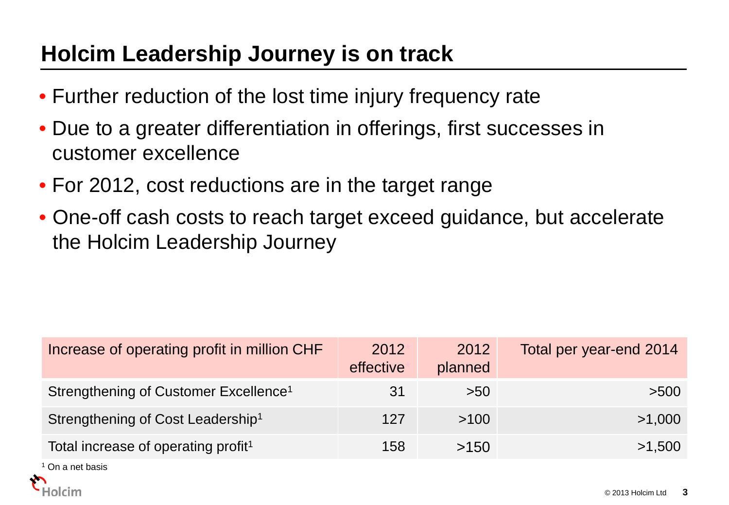# Holcim Leadership Journey is on track

- Further reduction of the lost time injury frequency rate
- Due to a greater differentiation in offerings, first successes in customer excellence
- For 2012, cost reductions are in the target range
- One-off cash costs to reach target exceed guidance, but accelerate the Holcim Leadership Journey

| Increase of operating profit in million CHF | 2012 effective | 2012 planned | Total per year-end 2014 |
|---|---|---|---|
| Strengthening of Customer Excellence[1] | 31 | >50 | >500 |
| Strengthening of Cost Leadership[1] | 127 | >100 | >1,000 |
| Total increase of operating profit[1] | 158 | >150 | >1,500 |

[1] On a net basis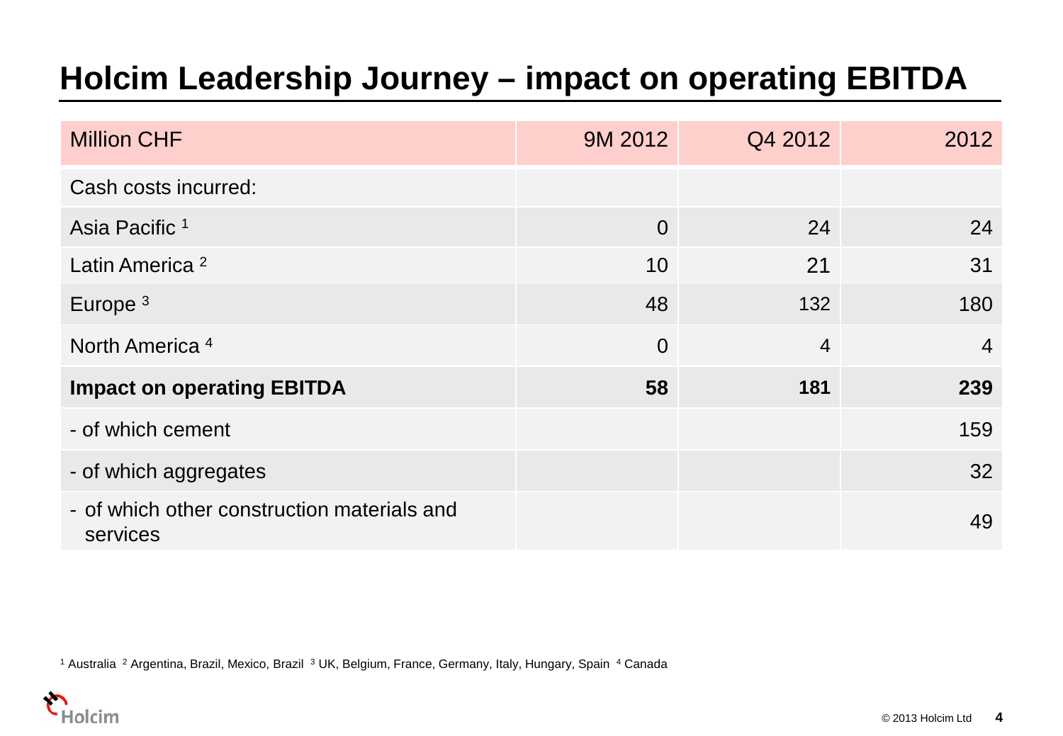# Holcim Leadership Journey – impact on operating EBITDA

| Million CHF | 9M 2012 | Q4 2012 | 2012 |
|---|---|---|---|
| Cash costs incurred: | | | |
| Asia Pacific [1] | 0 | 24 | 24 |
| Latin America [2] | 10 | 21 | 31 |
| Europe [3] | 48 | 132 | 180 |
| North America [4] | 0 | 4 | 4 |
| **Impact on operating EBITDA** | **58** | **181** | **239** |
| - of which cement | | | 159 |
| - of which aggregates | | | 32 |
| - of which other construction materials and services | | | 49 |

[1] Australia [2] Argentina, Brazil, Mexico, Brazil [3] UK, Belgium, France, Germany, Italy, Hungary, Spain [4] Canada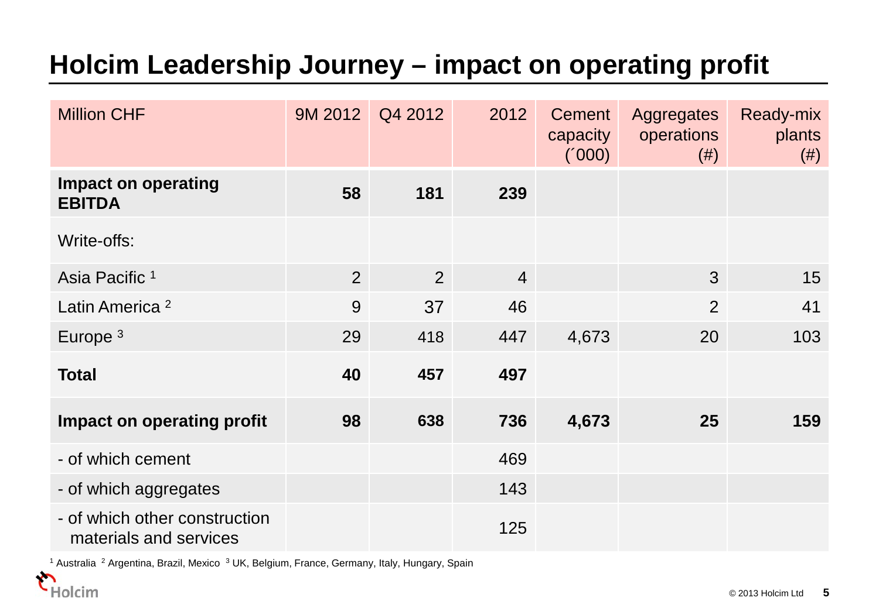# Holcim Leadership Journey – impact on operating profit

| Million CHF | 9M 2012 | Q4 2012 | 2012 | Cement capacity (´000) | Aggregates operations (#) | Ready-mix plants (#) |
|---|---|---|---|---|---|---|
| **Impact on operating EBITDA** | **58** | **181** | **239** | | | |
| Write-offs: | | | | | | |
| Asia Pacific [1] | 2 | 2 | 4 | | 3 | 15 |
| Latin America [2] | 9 | 37 | 46 | | 2 | 41 |
| Europe [3] | 29 | 418 | 447 | 4,673 | 20 | 103 |
| **Total** | **40** | **457** | **497** | | | |
| **Impact on operating profit** | **98** | **638** | **736** | **4,673** | **25** | **159** |
| - of which cement | | | 469 | | | |
| - of which aggregates | | | 143 | | | |
| - of which other construction materials and services | | | 125 | | | |

[1] Australia [2] Argentina, Brazil, Mexico [3] UK, Belgium, France, Germany, Italy, Hungary, Spain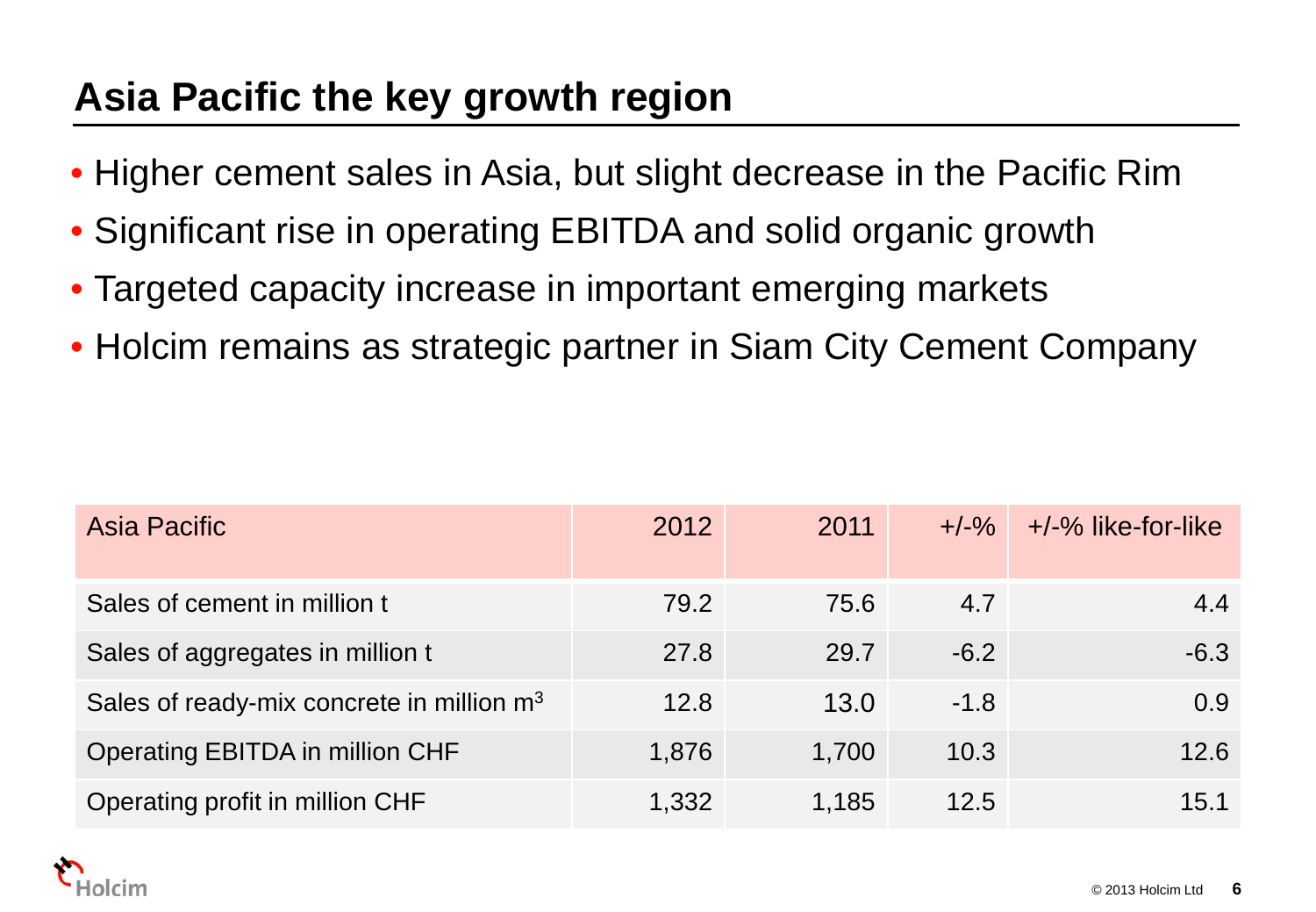# Asia Pacific the key growth region

- Higher cement sales in Asia, but slight decrease in the Pacific Rim
- Significant rise in operating EBITDA and solid organic growth
- Targeted capacity increase in important emerging markets
- Holcim remains as strategic partner in Siam City Cement Company

| Asia Pacific | 2012 | 2011 | +/-% | +/-% like-for-like |
|---|---|---|---|---|
| Sales of cement in million t | 79.2 | 75.6 | 4.7 | 4.4 |
| Sales of aggregates in million t | 27.8 | 29.7 | -6.2 | -6.3 |
| Sales of ready-mix concrete in million $m^3$ | 12.8 | 13.0 | -1.8 | 0.9 |
| Operating EBITDA in million CHF | 1,876 | 1,700 | 10.3 | 12.6 |
| Operating profit in million CHF | 1,332 | 1,185 | 12.5 | 15.1 |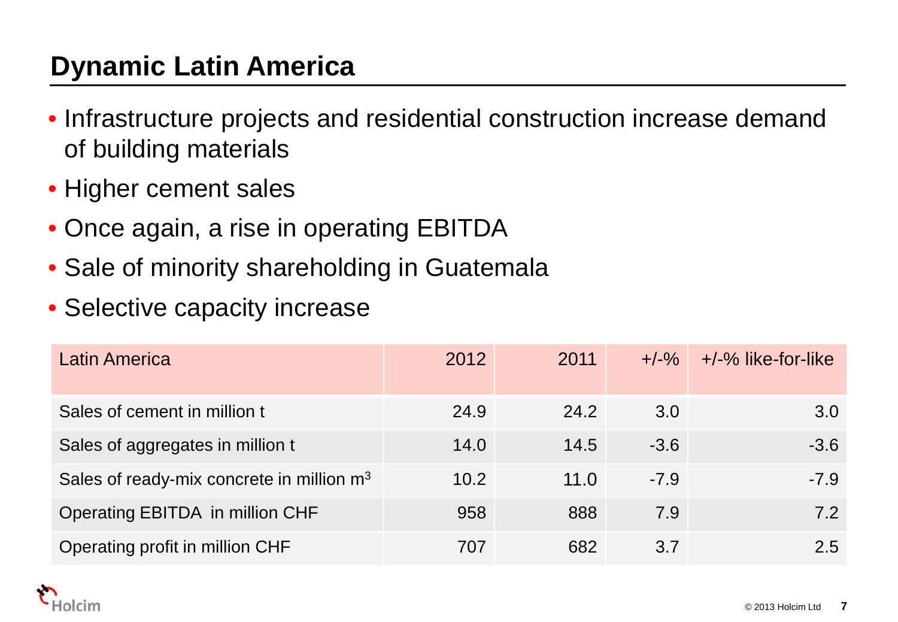# Dynamic Latin America

- Infrastructure projects and residential construction increase demand of building materials
- Higher cement sales
- Once again, a rise in operating EBITDA
- Sale of minority shareholding in Guatemala
- Selective capacity increase

| Latin America | 2012 | 2011 | +/-% | +/-% like-for-like |
|---|---|---|---|---|
| Sales of cement in million t | 24.9 | 24.2 | 3.0 | 3.0 |
| Sales of aggregates in million t | 14.0 | 14.5 | -3.6 | -3.6 |
| Sales of ready-mix concrete in million $m^3$ | 10.2 | 11.0 | -7.9 | -7.9 |
| Operating EBITDA in million CHF | 958 | 888 | 7.9 | 7.2 |
| Operating profit in million CHF | 707 | 682 | 3.7 | 2.5 |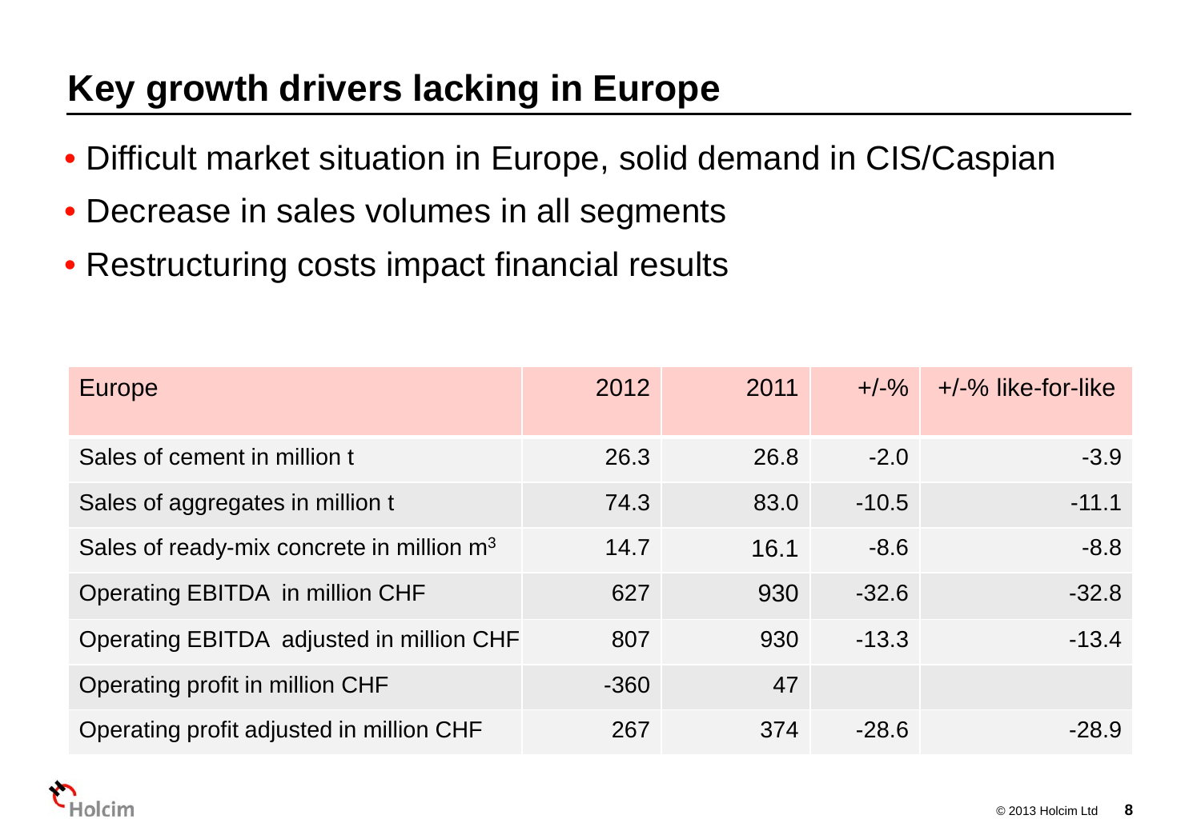# Key growth drivers lacking in Europe

- Difficult market situation in Europe, solid demand in CIS/Caspian
- Decrease in sales volumes in all segments
- Restructuring costs impact financial results

| Europe | 2012 | 2011 | +/-% | +/-% like-for-like |
|---|---|---|---|---|
| Sales of cement in million t | 26.3 | 26.8 | -2.0 | -3.9 |
| Sales of aggregates in million t | 74.3 | 83.0 | -10.5 | -11.1 |
| Sales of ready-mix concrete in million $m^3$ | 14.7 | 16.1 | -8.6 | -8.8 |
| Operating EBITDA in million CHF | 627 | 930 | -32.6 | -32.8 |
| Operating EBITDA adjusted in million CHF | 807 | 930 | -13.3 | -13.4 |
| Operating profit in million CHF | -360 | 47 | | |
| Operating profit adjusted in million CHF | 267 | 374 | -28.6 | -28.9 |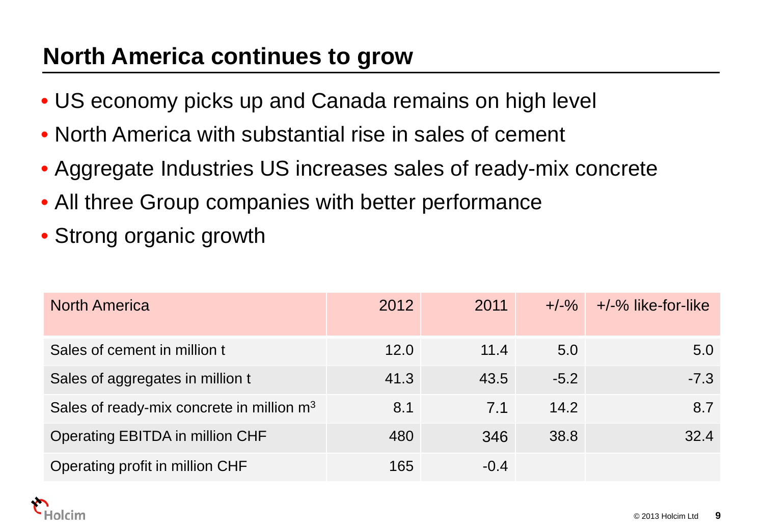# North America continues to grow

- US economy picks up and Canada remains on high level
- North America with substantial rise in sales of cement
- Aggregate Industries US increases sales of ready-mix concrete
- All three Group companies with better performance
- Strong organic growth

| North America | 2012 | 2011 | +/-% | +/-% like-for-like |
|---|---|---|---|---|
| Sales of cement in million t | 12.0 | 11.4 | 5.0 | 5.0 |
| Sales of aggregates in million t | 41.3 | 43.5 | -5.2 | -7.3 |
| Sales of ready-mix concrete in million $m^3$ | 8.1 | 7.1 | 14.2 | 8.7 |
| Operating EBITDA in million CHF | 480 | 346 | 38.8 | 32.4 |
| Operating profit in million CHF | 165 | -0.4 | | |

Holcim

© 2013 Holcim Ltd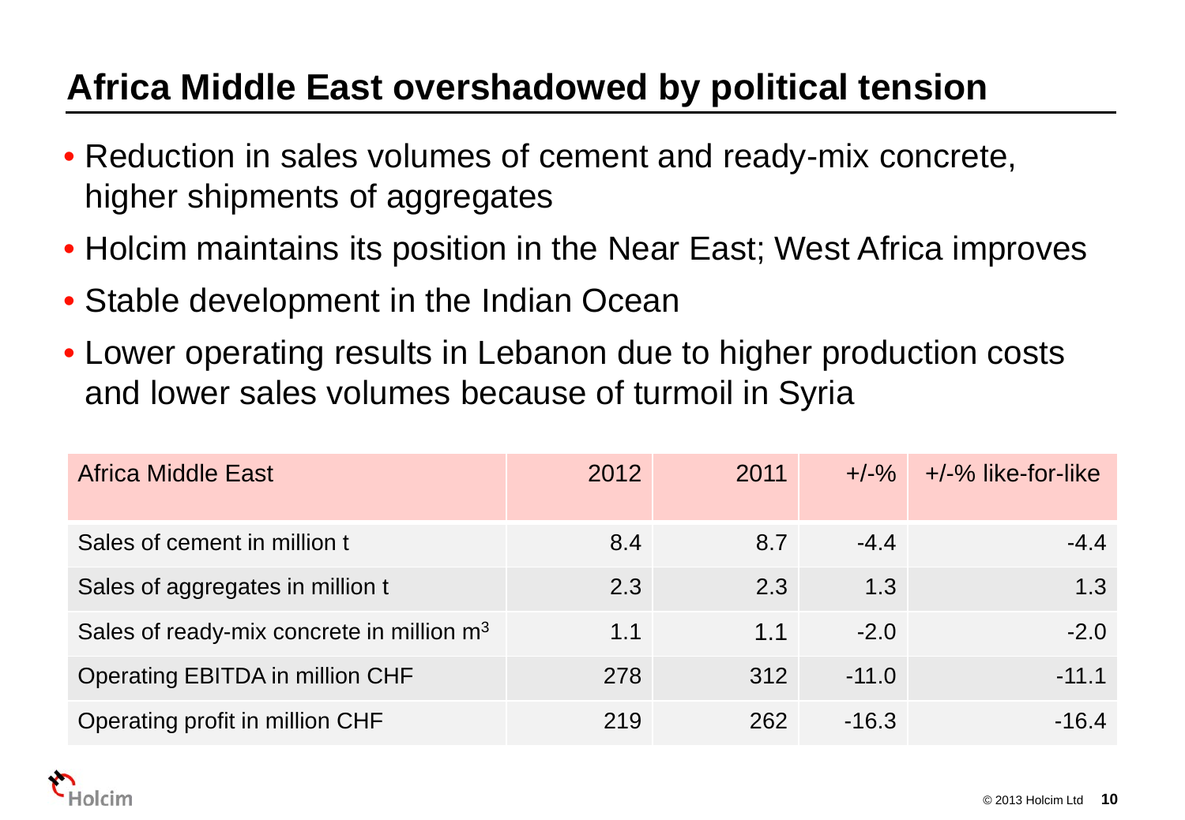# Africa Middle East overshadowed by political tension

- Reduction in sales volumes of cement and ready-mix concrete, higher shipments of aggregates
- Holcim maintains its position in the Near East; West Africa improves
- Stable development in the Indian Ocean
- Lower operating results in Lebanon due to higher production costs and lower sales volumes because of turmoil in Syria

| Africa Middle East | 2012 | 2011 | +/-% | +/-% like-for-like |
|---|---|---|---|---|
| Sales of cement in million t | 8.4 | 8.7 | -4.4 | -4.4 |
| Sales of aggregates in million t | 2.3 | 2.3 | 1.3 | 1.3 |
| Sales of ready-mix concrete in million $m^3$ | 1.1 | 1.1 | -2.0 | -2.0 |
| Operating EBITDA in million CHF | 278 | 312 | -11.0 | -11.1 |
| Operating profit in million CHF | 219 | 262 | -16.3 | -16.4 |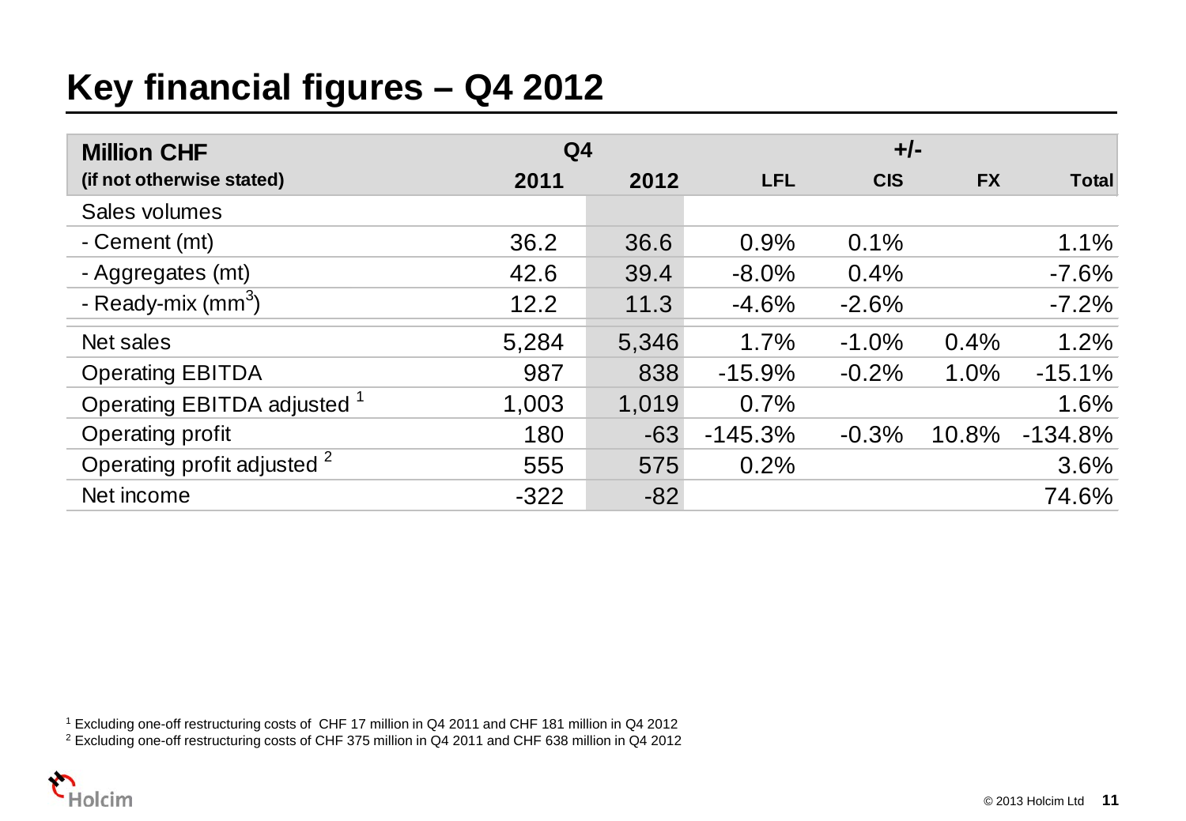# Key financial figures – Q4 2012

| Million CHF (if not otherwise stated) | Q4 2011 | Q4 2012 | +/- LFL | +/- CIS | +/- FX | +/- Total |
|---|---|---|---|---|---|---|
| Sales volumes | | | | | | |
| - Cement (mt) | 36.2 | 36.6 | 0.9% | 0.1% | | 1.1% |
| - Aggregates (mt) | 42.6 | 39.4 | -8.0% | 0.4% | | -7.6% |
| - Ready-mix ($mm^3$) | 12.2 | 11.3 | -4.6% | -2.6% | | -7.2% |
| Net sales | 5,284 | 5,346 | 1.7% | -1.0% | 0.4% | 1.2% |
| Operating EBITDA | 987 | 838 | -15.9% | -0.2% | 1.0% | -15.1% |
| Operating EBITDA adjusted [1] | 1,003 | 1,019 | 0.7% | | | 1.6% |
| Operating profit | 180 | -63 | -145.3% | -0.3% | 10.8% | -134.8% |
| Operating profit adjusted [2] | 555 | 575 | 0.2% | | | 3.6% |
| Net income | -322 | -82 | | | | 74.6% |

[1] Excluding one-off restructuring costs of CHF 17 million in Q4 2011 and CHF 181 million in Q4 2012

[2] Excluding one-off restructuring costs of CHF 375 million in Q4 2011 and CHF 638 million in Q4 2012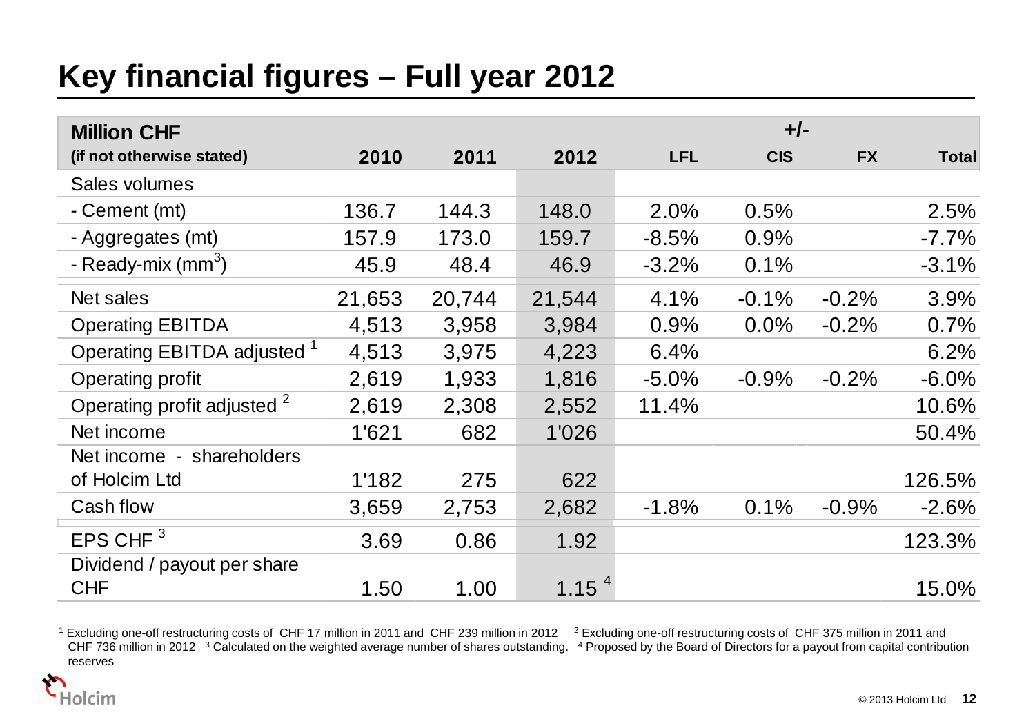# Key financial figures – Full year 2012

| Million CHF (if not otherwise stated) | 2010 | 2011 | 2012 | +/- LFL | CIS | FX | Total |
|---|---|---|---|---|---|---|---|
| Sales volumes | | | | | | | |
| - Cement (mt) | 136.7 | 144.3 | 148.0 | 2.0% | 0.5% | | 2.5% |
| - Aggregates (mt) | 157.9 | 173.0 | 159.7 | -8.5% | 0.9% | | -7.7% |
| - Ready-mix ($mm^3$) | 45.9 | 48.4 | 46.9 | -3.2% | 0.1% | | -3.1% |
| Net sales | 21,653 | 20,744 | 21,544 | 4.1% | -0.1% | -0.2% | 3.9% |
| Operating EBITDA | 4,513 | 3,958 | 3,984 | 0.9% | 0.0% | -0.2% | 0.7% |
| Operating EBITDA adjusted [1] | 4,513 | 3,975 | 4,223 | 6.4% | | | 6.2% |
| Operating profit | 2,619 | 1,933 | 1,816 | -5.0% | -0.9% | -0.2% | -6.0% |
| Operating profit adjusted [2] | 2,619 | 2,308 | 2,552 | 11.4% | | | 10.6% |
| Net income | 1'621 | 682 | 1'026 | | | | 50.4% |
| Net income - shareholders of Holcim Ltd | 1'182 | 275 | 622 | | | | 126.5% |
| Cash flow | 3,659 | 2,753 | 2,682 | -1.8% | 0.1% | -0.9% | -2.6% |
| EPS CHF [3] | 3.69 | 0.86 | 1.92 | | | | 123.3% |
| Dividend / payout per share CHF | 1.50 | 1.00 | 1.15 [4] | | | | 15.0% |

[1] Excluding one-off restructuring costs of CHF 17 million in 2011 and CHF 239 million in 2012 [2] Excluding one-off restructuring costs of CHF 375 million in 2011 and CHF 736 million in 2012 [3] Calculated on the weighted average number of shares outstanding. [4] Proposed by the Board of Directors for a payout from capital contribution reserves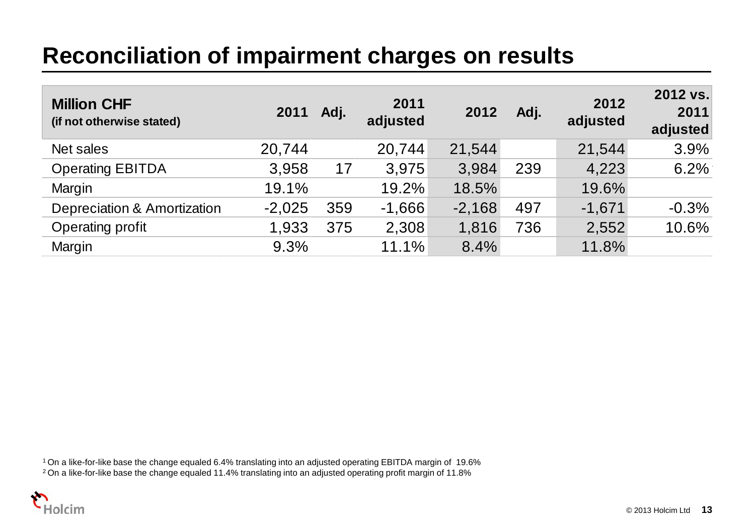# Reconciliation of impairment charges on results

| Million CHF (if not otherwise stated) | 2011 | Adj. | 2011 adjusted | 2012 | Adj. | 2012 adjusted | 2012 vs. 2011 adjusted |
|---|---|---|---|---|---|---|---|
| Net sales | 20,744 | | 20,744 | 21,544 | | 21,544 | 3.9% |
| Operating EBITDA | 3,958 | 17 | 3,975 | 3,984 | 239 | 4,223 | 6.2%[1] |
| Margin | 19.1% | | 19.2% | 18.5% | | 19.6% | |
| Depreciation & Amortization | -2,025 | 359 | -1,666 | -2,168 | 497 | -1,671 | -0.3% |
| Operating profit | 1,933 | 375 | 2,308 | 1,816 | 736 | 2,552 | 10.6% |
| Margin | 9.3% | | 11.1% | 8.4% | | 11.8% | |

[1] On a like-for-like base the change equaled 6.4% translating into an adjusted operating EBITDA margin of 19.6%

[2] On a like-for-like base the change equaled 11.4% translating into an adjusted operating profit margin of 11.8%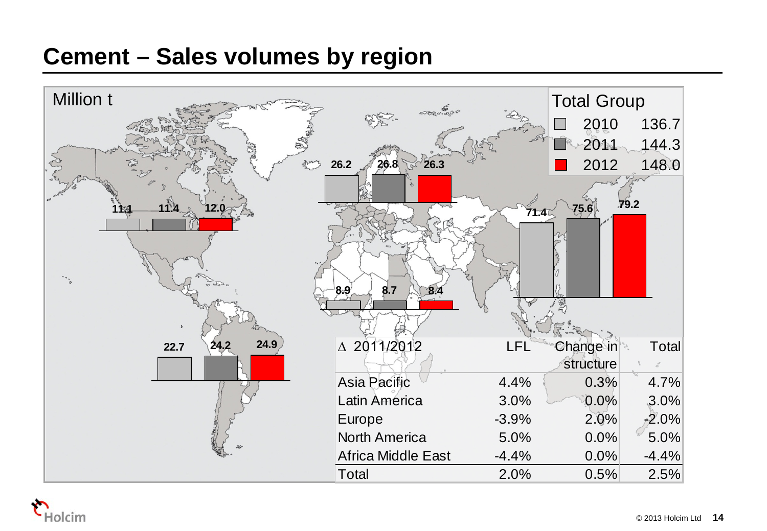# Cement – Sales volumes by region

Million t

| Region | 2010 | 2011 | 2012 |
|---|---|---|---|
| North America | 11.1 | 11.4 | 12.0 |
| Latin America | 22.7 | 24.2 | 24.9 |
| Europe | 26.2 | 26.8 | 26.3 |
| Africa Middle East | 8.9 | 8.7 | 8.4 |
| Asia Pacific | 71.4 | 75.6 | 79.2 |

| Total Group | |
|---|---|
| 2010 | 136.7 |
| 2011 | 144.3 |
| 2012 | 148.0 |

| ∆ 2011/2012 | LFL | Change in structure | Total |
|---|---|---|---|
| Asia Pacific | 4.4% | 0.3% | 4.7% |
| Latin America | 3.0% | 0.0% | 3.0% |
| Europe | -3.9% | 2.0% | -2.0% |
| North America | 5.0% | 0.0% | 5.0% |
| Africa Middle East | -4.4% | 0.0% | -4.4% |
| Total | 2.0% | 0.5% | 2.5% |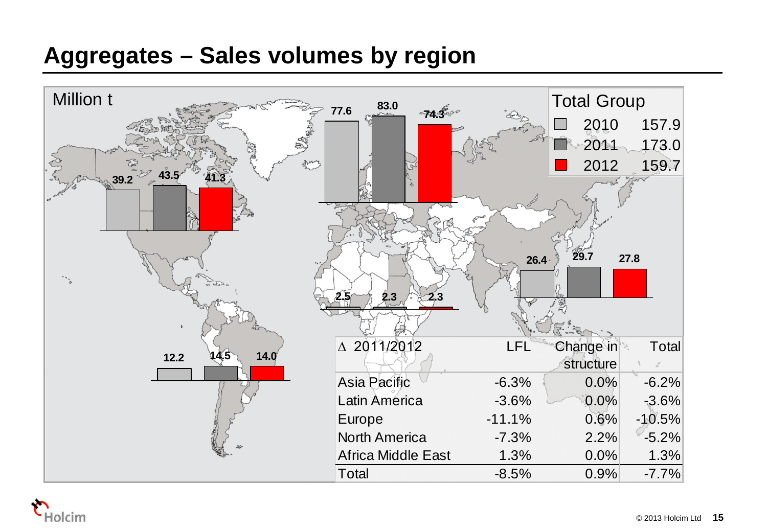# Aggregates – Sales volumes by region

Million t

| Region | 2010 | 2011 | 2012 |
|---|---|---|---|
| North America | 39.2 | 43.5 | 41.3 |
| Europe | 77.6 | 83.0 | 74.3 |
| Africa Middle East | 2.5 | 2.3 | 2.3 |
| Asia Pacific | 26.4 | 29.7 | 27.8 |
| Latin America | 12.2 | 14.5 | 14.0 |

**Total Group**

| Year | Total |
|---|---|
| 2010 | 157.9 |
| 2011 | 173.0 |
| 2012 | 159.7 |

| Δ 2011/2012 | LFL | Change in structure | Total |
|---|---|---|---|
| Asia Pacific | -6.3% | 0.0% | -6.2% |
| Latin America | -3.6% | 0.0% | -3.6% |
| Europe | -11.1% | 0.6% | -10.5% |
| North America | -7.3% | 2.2% | -5.2% |
| Africa Middle East | 1.3% | 0.0% | 1.3% |
| Total | -8.5% | 0.9% | -7.7% |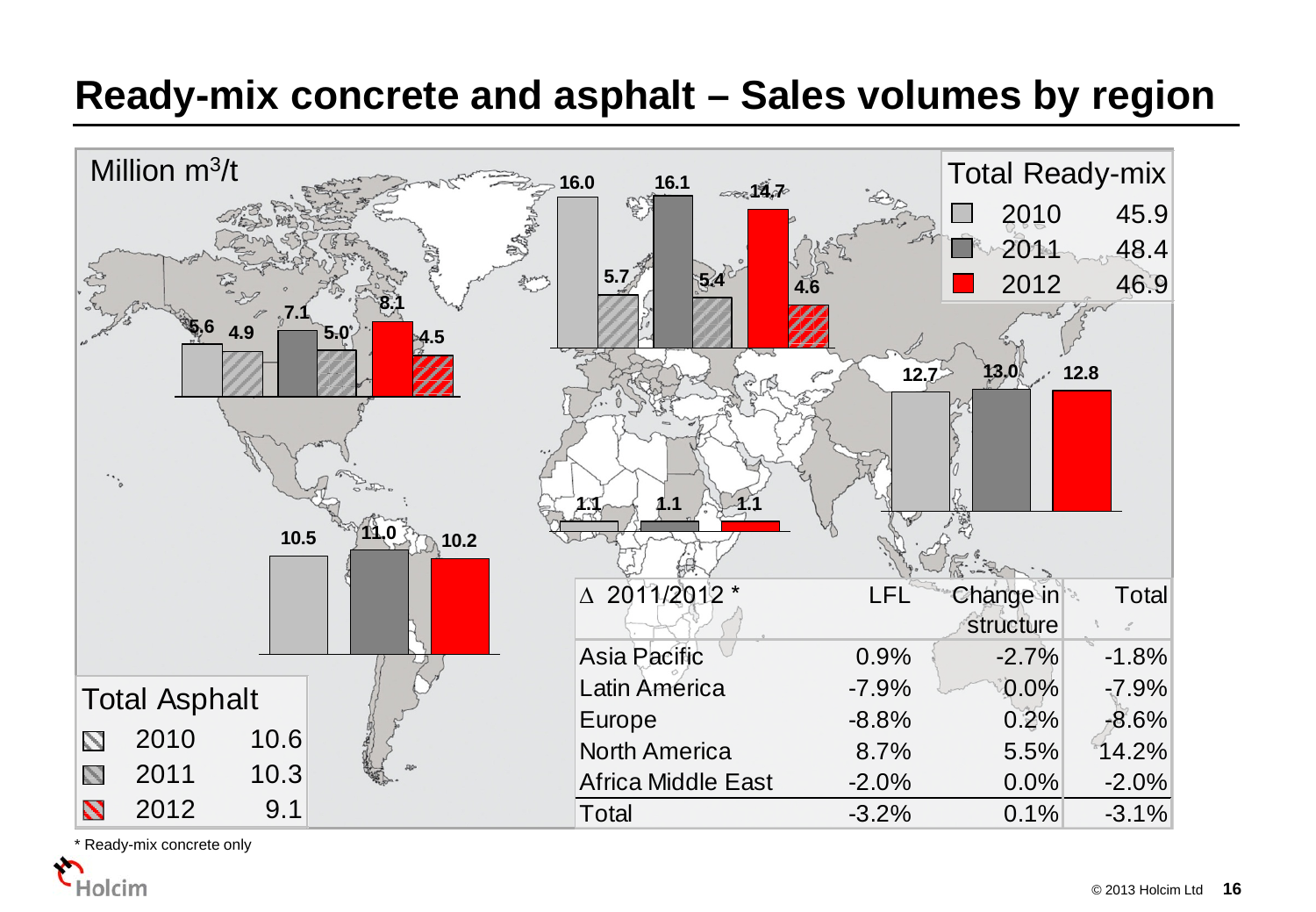# Ready-mix concrete and asphalt – Sales volumes by region

Million $m^3$/t

| Region | Ready-mix 2010 | Asphalt 2010 | Ready-mix 2011 | Asphalt 2011 | Ready-mix 2012 | Asphalt 2012 |
|---|---|---|---|---|---|---|
| North America | 5.6 | 4.9 | 7.1 | 5.0 | 8.1 | 4.5 |
| Europe | 16.0 | 5.7 | 16.1 | 5.4 | 14.7 | 4.6 |
| Asia Pacific | 12.7 | | 13.0 | | 12.8 | |
| Latin America | 10.5 | | 11.0 | | 10.2 | |
| Africa Middle East | 1.1 | | 1.1 | | 1.1 | |

| Total Ready-mix | |
|---|---|
| 2010 | 45.9 |
| 2011 | 48.4 |
| 2012 | 46.9 |

| Total Asphalt | |
|---|---|
| 2010 | 10.6 |
| 2011 | 10.3 |
| 2012 | 9.1 |

| Δ 2011/2012 * | LFL | Change in structure | Total |
|---|---|---|---|
| Asia Pacific | 0.9% | -2.7% | -1.8% |
| Latin America | -7.9% | 0.0% | -7.9% |
| Europe | -8.8% | 0.2% | -8.6% |
| North America | 8.7% | 5.5% | 14.2% |
| Africa Middle East | -2.0% | 0.0% | -2.0% |
| Total | -3.2% | 0.1% | -3.1% |

* Ready-mix concrete only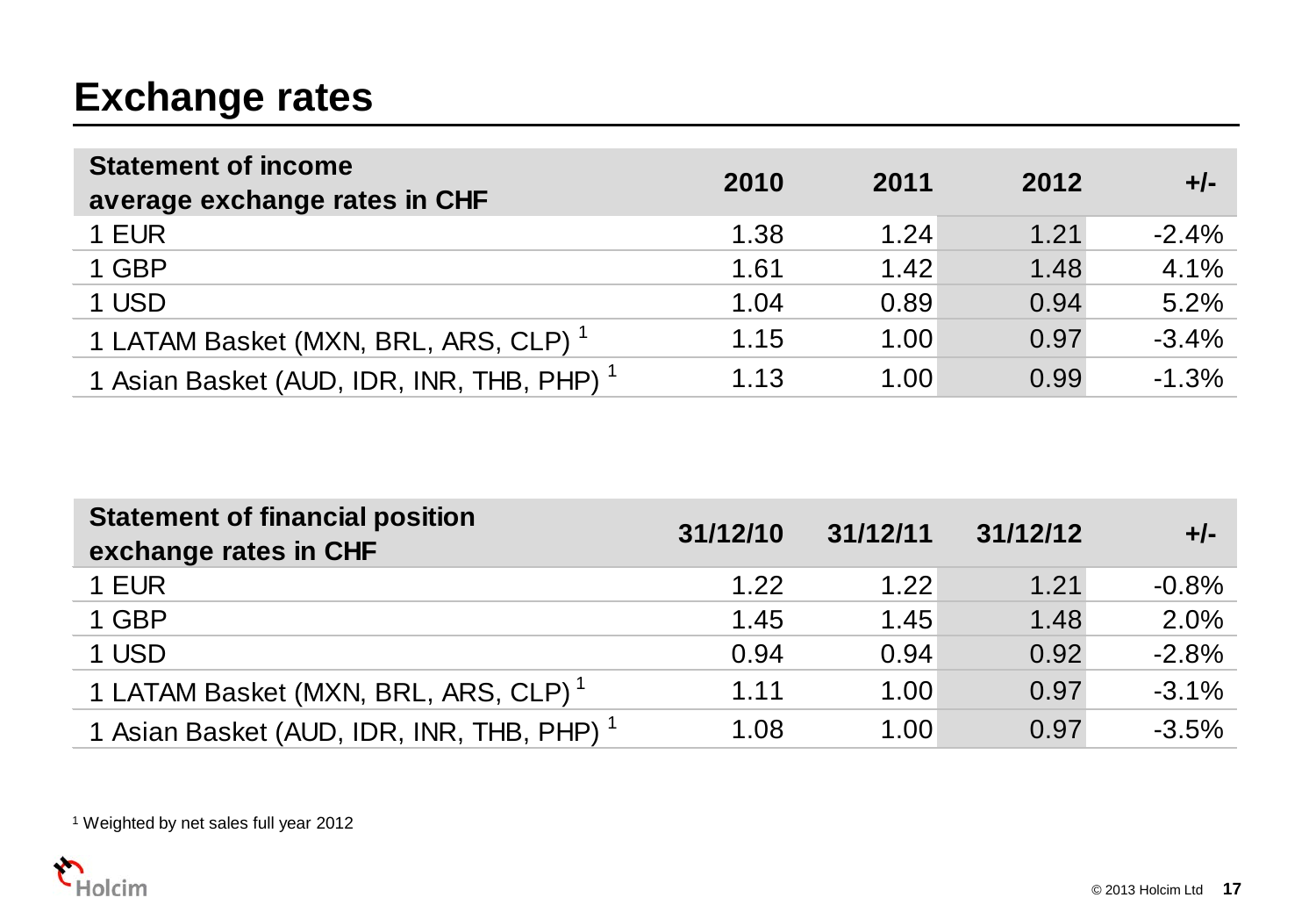# Exchange rates

| Statement of income average exchange rates in CHF | 2010 | 2011 | 2012 | +/- |
|---|---|---|---|---|
| 1 EUR | 1.38 | 1.24 | 1.21 | -2.4% |
| 1 GBP | 1.61 | 1.42 | 1.48 | 4.1% |
| 1 USD | 1.04 | 0.89 | 0.94 | 5.2% |
| 1 LATAM Basket (MXN, BRL, ARS, CLP) [1] | 1.15 | 1.00 | 0.97 | -3.4% |
| 1 Asian Basket (AUD, IDR, INR, THB, PHP) [1] | 1.13 | 1.00 | 0.99 | -1.3% |

| Statement of financial position exchange rates in CHF | 31/12/10 | 31/12/11 | 31/12/12 | +/- |
|---|---|---|---|---|
| 1 EUR | 1.22 | 1.22 | 1.21 | -0.8% |
| 1 GBP | 1.45 | 1.45 | 1.48 | 2.0% |
| 1 USD | 0.94 | 0.94 | 0.92 | -2.8% |
| 1 LATAM Basket (MXN, BRL, ARS, CLP) [1] | 1.11 | 1.00 | 0.97 | -3.1% |
| 1 Asian Basket (AUD, IDR, INR, THB, PHP) [1] | 1.08 | 1.00 | 0.97 | -3.5% |

[1] Weighted by net sales full year 2012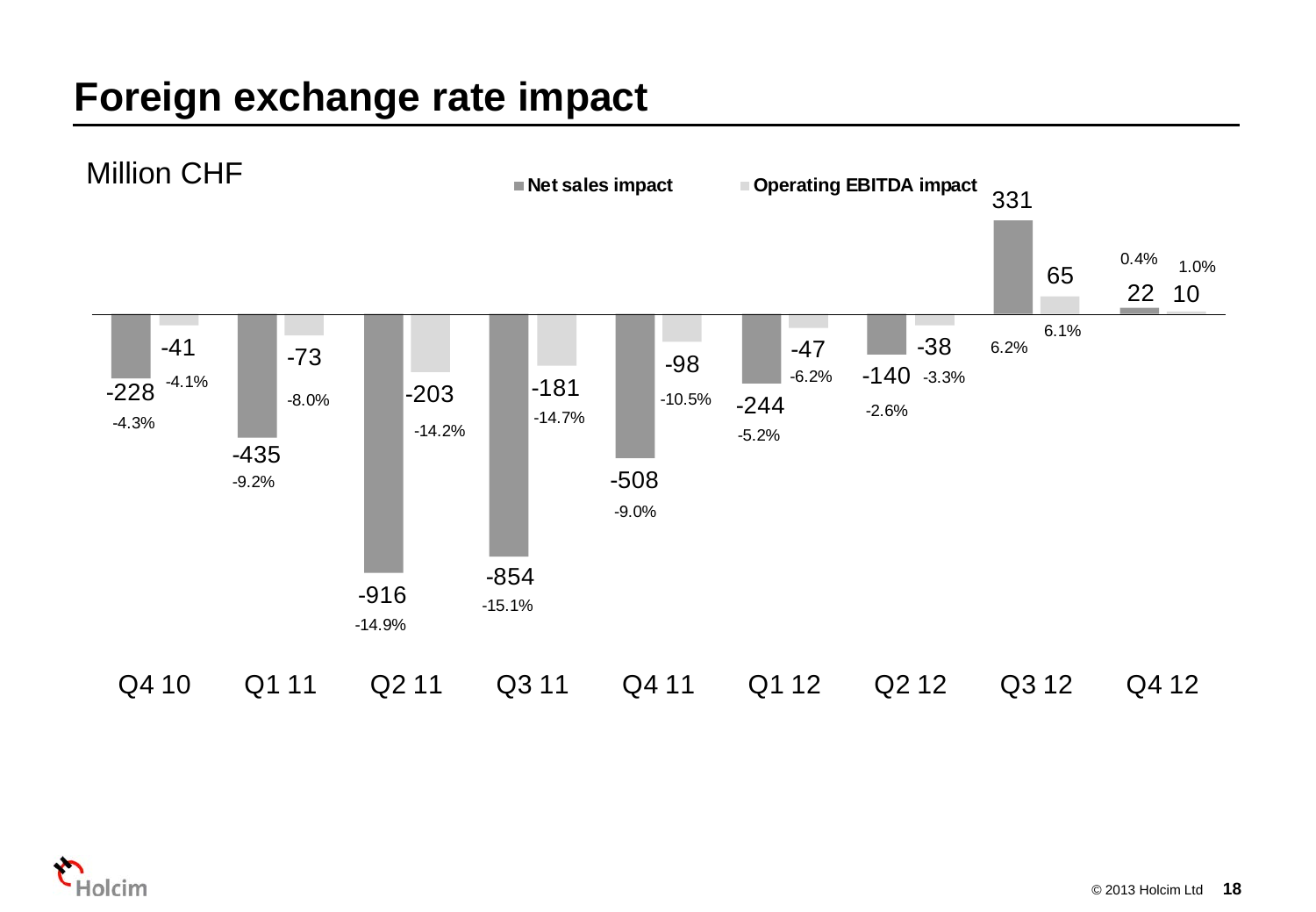# Foreign exchange rate impact

Million CHF

| | Net sales impact | | Operating EBITDA impact | |
|---|---|---|---|---|
| Q4 10 | -228 | -4.3% | -41 | -4.1% |
| Q1 11 | -435 | -9.2% | -73 | -8.0% |
| Q2 11 | -916 | -14.9% | -203 | -14.2% |
| Q3 11 | -854 | -15.1% | -181 | -14.7% |
| Q4 11 | -508 | -9.0% | -98 | -10.5% |
| Q1 12 | -244 | -5.2% | -47 | -6.2% |
| Q2 12 | -140 | -2.6% | -38 | -3.3% |
| Q3 12 | 331 | 6.2% | 65 | 6.1% |
| Q4 12 | 22 | 0.4% | 10 | 1.0% |

© 2013 Holcim Ltd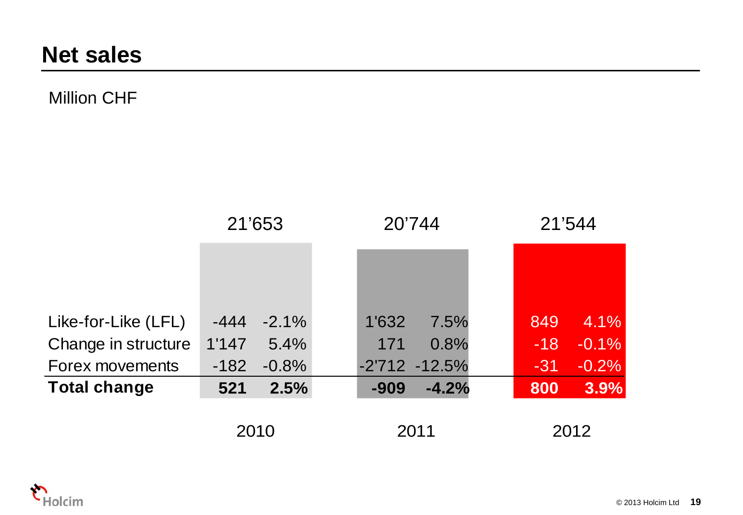# Net sales

Million CHF

| | 2010 | | 2011 | | 2012 | |
|---|---|---|---|---|---|---|
| Net sales | 21'653 | | 20'744 | | 21'544 | |
| Like-for-Like (LFL) | -444 | -2.1% | 1'632 | 7.5% | 849 | 4.1% |
| Change in structure | 1'147 | 5.4% | 171 | 0.8% | -18 | -0.1% |
| Forex movements | -182 | -0.8% | -2'712 | -12.5% | -31 | -0.2% |
| **Total change** | **521** | **2.5%** | **-909** | **-4.2%** | **800** | **3.9%** |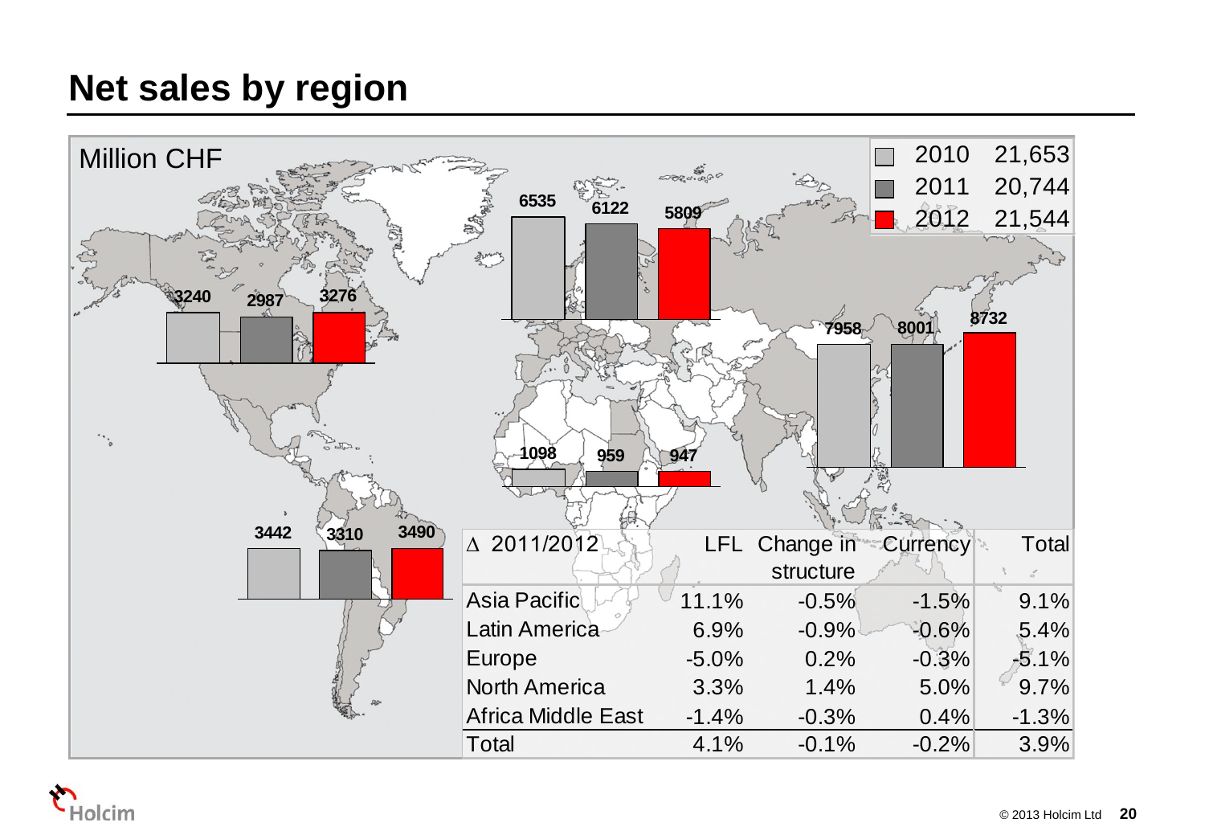# Net sales by region

Million CHF

| | Total |
|---|---|
| 2010 | 21,653 |
| 2011 | 20,744 |
| 2012 | 21,544 |

| Region | 2010 | 2011 | 2012 |
|---|---|---|---|
| North America | 3240 | 2987 | 3276 |
| Europe | 6535 | 6122 | 5809 |
| Asia Pacific | 7958 | 8001 | 8732 |
| Africa Middle East | 1098 | 959 | 947 |
| Latin America | 3442 | 3310 | 3490 |

| Δ 2011/2012 | LFL | Change in structure | Currency | Total |
|---|---|---|---|---|
| Asia Pacific | 11.1% | -0.5% | -1.5% | 9.1% |
| Latin America | 6.9% | -0.9% | -0.6% | 5.4% |
| Europe | -5.0% | 0.2% | -0.3% | -5.1% |
| North America | 3.3% | 1.4% | 5.0% | 9.7% |
| Africa Middle East | -1.4% | -0.3% | 0.4% | -1.3% |
| Total | 4.1% | -0.1% | -0.2% | 3.9% |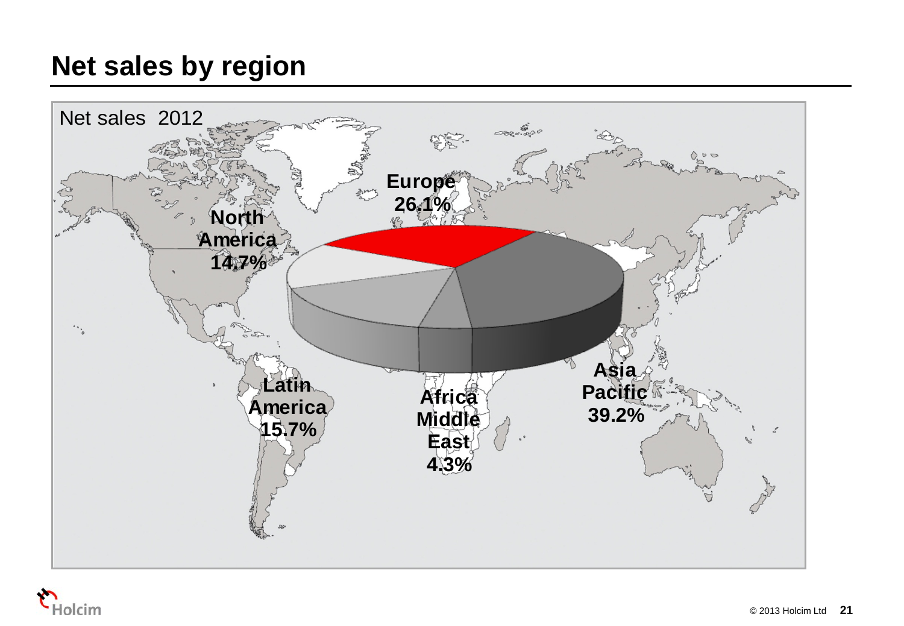# Net sales by region

Net sales 2012

Europe 26.1%

North America 14.7%

Latin America 15.7%

Africa Middle East 4.3%

Asia Pacific 39.2%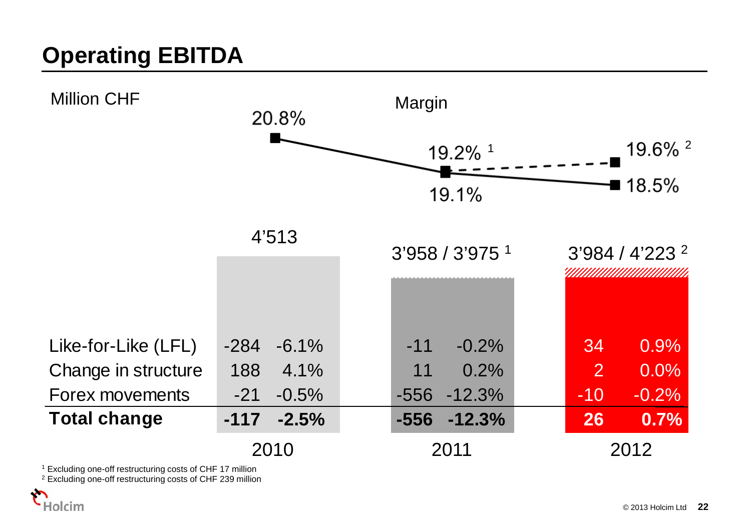# Operating EBITDA

Million CHF

Margin

| | 2010 | 2011 | 2012 |
|---|---|---|---|
| Margin | 20.8% | 19.1% / 19.2%[1] | 18.5% / 19.6%[2] |
| Operating EBITDA | 4'513 | 3'958 / 3'975[1] | 3'984 / 4'223[2] |

| | 2010 | | 2011 | | 2012 | |
|---|---|---|---|---|---|---|
| Like-for-Like (LFL) | -284 | -6.1% | -11 | -0.2% | 34 | 0.9% |
| Change in structure | 188 | 4.1% | 11 | 0.2% | 2 | 0.0% |
| Forex movements | -21 | -0.5% | -556 | -12.3% | -10 | -0.2% |
| **Total change** | **-117** | **-2.5%** | **-556** | **-12.3%** | **26** | **0.7%** |

[1] Excluding one-off restructuring costs of CHF 17 million

[2] Excluding one-off restructuring costs of CHF 239 million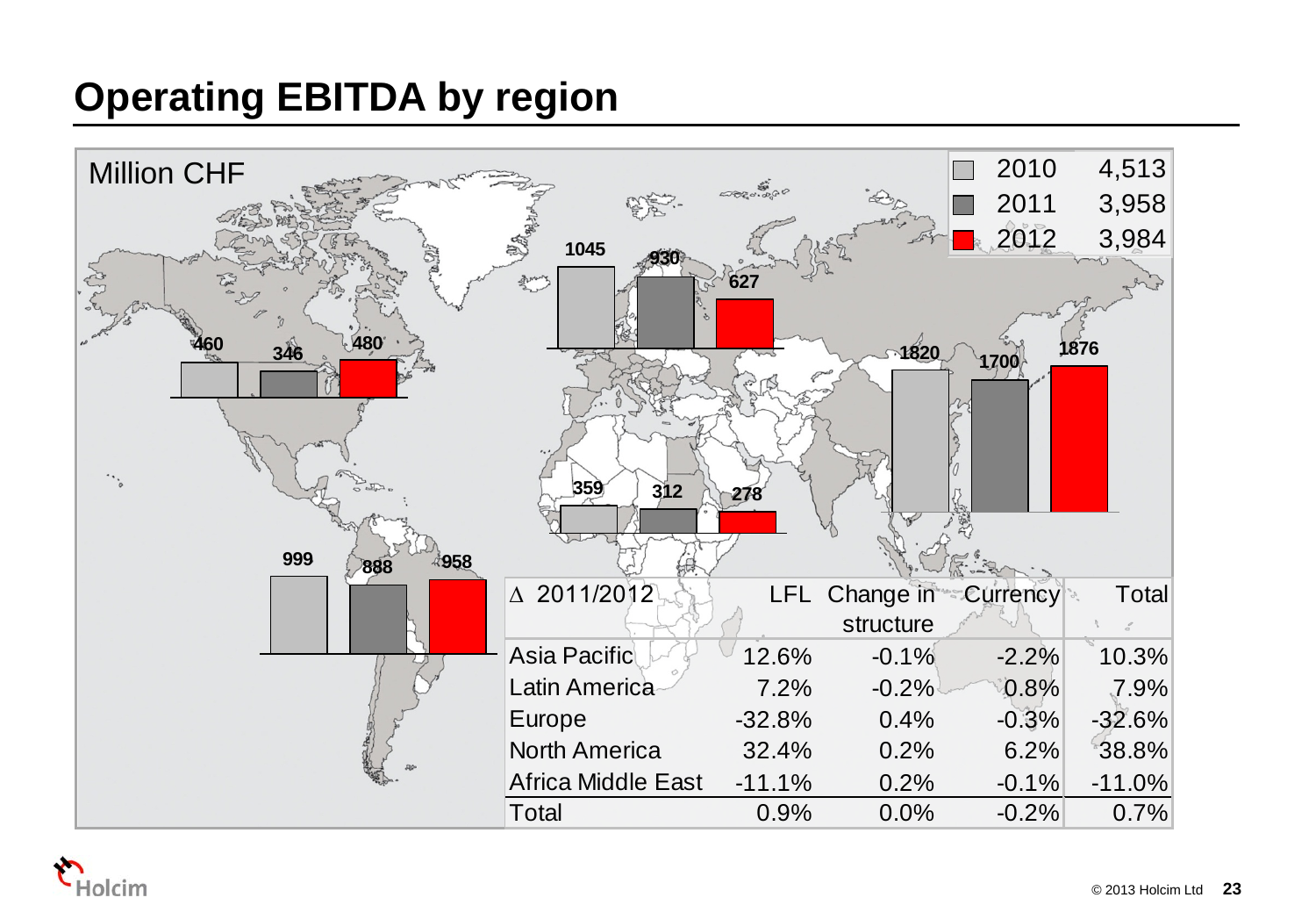# Operating EBITDA by region

Million CHF

| | |
|---|---|
| 2010 | 4,513 |
| 2011 | 3,958 |
| 2012 | 3,984 |

| Region | 2010 | 2011 | 2012 |
|---|---|---|---|
| North America | 460 | 346 | 480 |
| Europe | 1045 | 930 | 627 |
| Asia Pacific | 1820 | 1700 | 1876 |
| Africa Middle East | 359 | 312 | 278 |
| Latin America | 999 | 888 | 958 |

| ∆ 2011/2012 | LFL | Change in structure | Currency | Total |
|---|---|---|---|---|
| Asia Pacific | 12.6% | -0.1% | -2.2% | 10.3% |
| Latin America | 7.2% | -0.2% | 0.8% | 7.9% |
| Europe | -32.8% | 0.4% | -0.3% | -32.6% |
| North America | 32.4% | 0.2% | 6.2% | 38.8% |
| Africa Middle East | -11.1% | 0.2% | -0.1% | -11.0% |
| Total | 0.9% | 0.0% | -0.2% | 0.7% |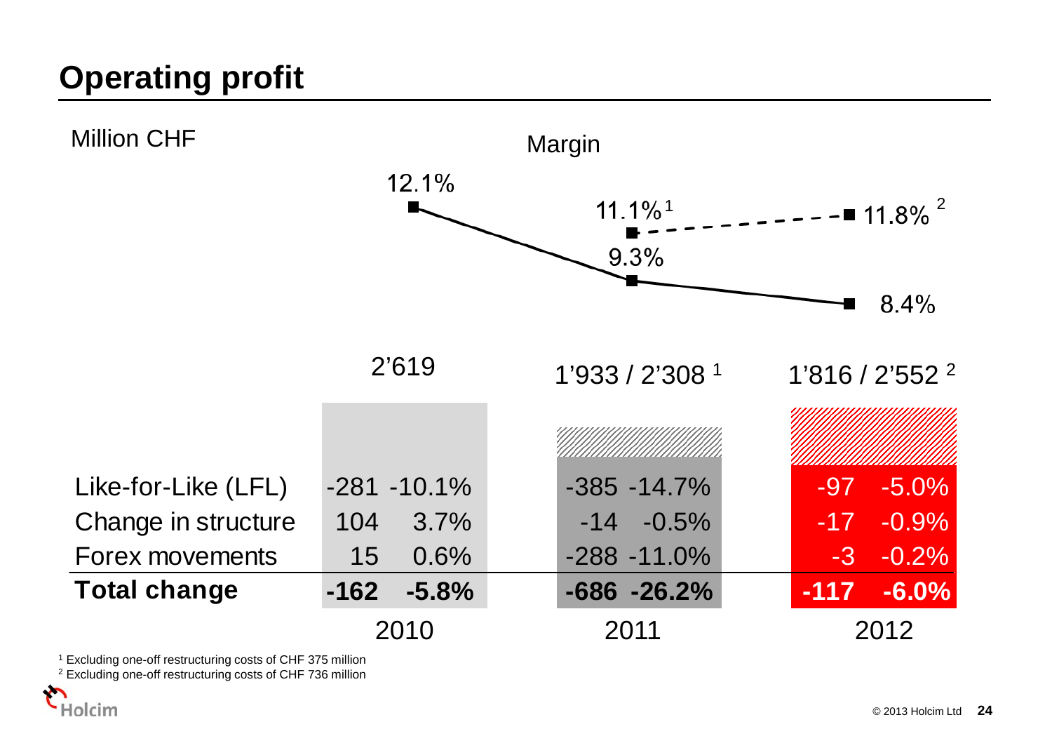# Operating profit

Million CHF

Margin

| | 2010 | 2011 | 2012 |
|---|---|---|---|
| Margin | 12.1% | 9.3% / 11.1%[1] | 8.4% / 11.8%[2] |
| Operating profit | 2'619 | 1'933 / 2'308[1] | 1'816 / 2'552[2] |

| | 2010 | | 2011 | | 2012 | |
|---|---|---|---|---|---|---|
| Like-for-Like (LFL) | -281 | -10.1% | -385 | -14.7% | -97 | -5.0% |
| Change in structure | 104 | 3.7% | -14 | -0.5% | -17 | -0.9% |
| Forex movements | 15 | 0.6% | -288 | -11.0% | -3 | -0.2% |
| **Total change** | **-162** | **-5.8%** | **-686** | **-26.2%** | **-117** | **-6.0%** |

[1] Excluding one-off restructuring costs of CHF 375 million

[2] Excluding one-off restructuring costs of CHF 736 million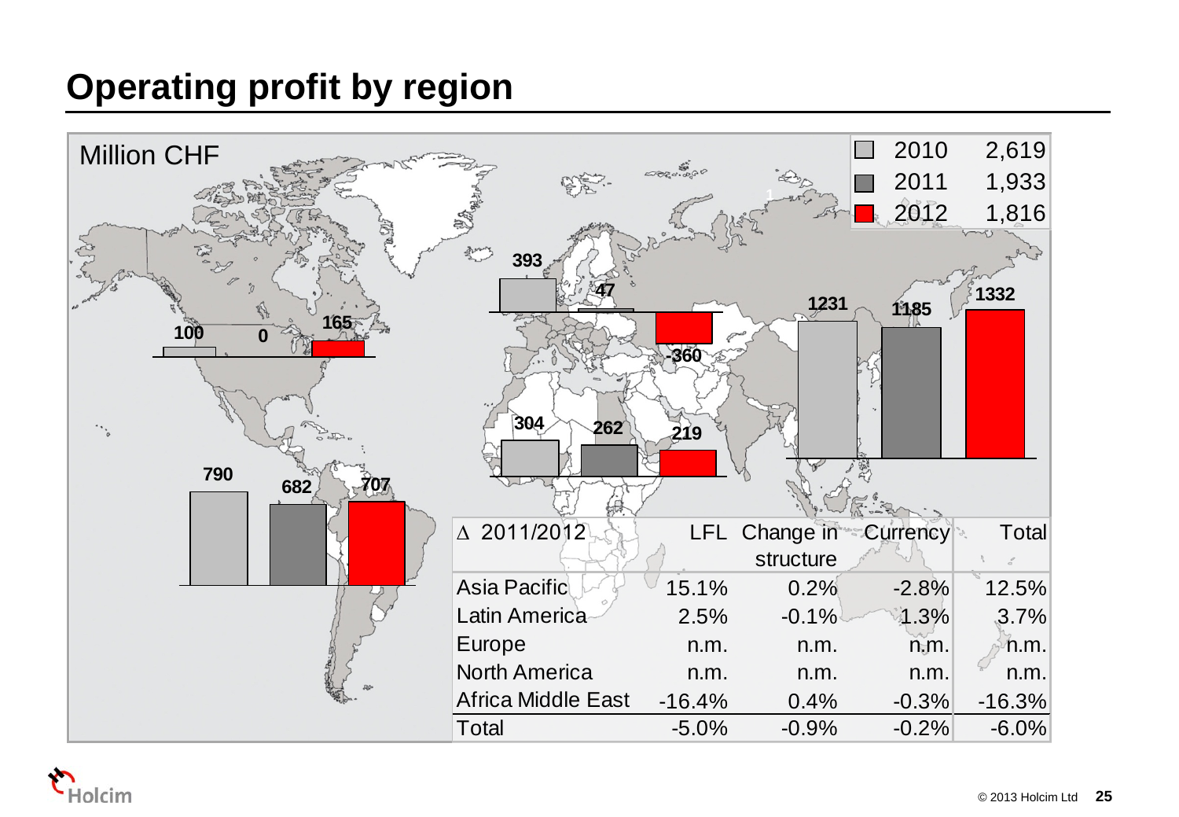# Operating profit by region

Million CHF

| | |
|---|---|
| 2010 | 2,619 |
| 2011 | 1,933 |
| 2012 | 1,816 |

| Region | 2010 | 2011 | 2012 |
|---|---|---|---|
| North America | 100 | 0 | 165 |
| Europe | 393 | 47 | -360 |
| Asia Pacific | 1231 | 1185 | 1332 |
| Africa Middle East | 304 | 262 | 219 |
| Latin America | 790 | 682 | 707 |

| Δ 2011/2012 | LFL | Change in structure | Currency | Total |
|---|---|---|---|---|
| Asia Pacific | 15.1% | 0.2% | -2.8% | 12.5% |
| Latin America | 2.5% | -0.1% | 1.3% | 3.7% |
| Europe | n.m. | n.m. | n.m. | n.m. |
| North America | n.m. | n.m. | n.m. | n.m. |
| Africa Middle East | -16.4% | 0.4% | -0.3% | -16.3% |
| Total | -5.0% | -0.9% | -0.2% | -6.0% |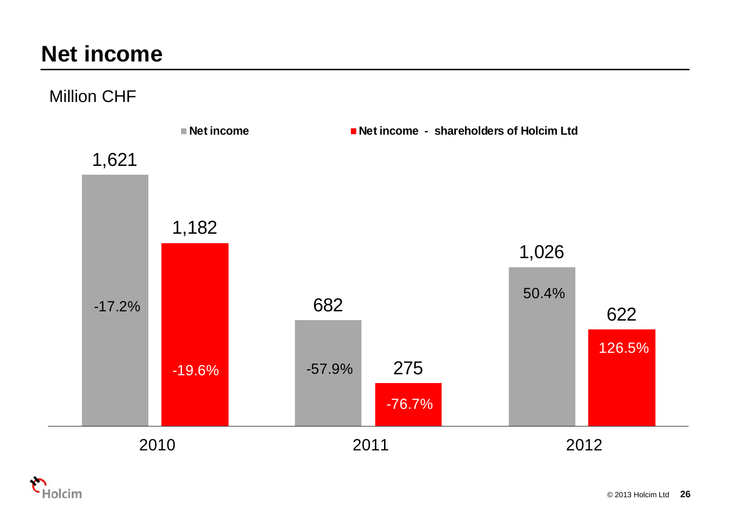# Net income

Million CHF

| | Net income | Net income - shareholders of Holcim Ltd |
| --- | --- | --- |
| 2010 | 1,621 (-17.2%) | 1,182 (-19.6%) |
| 2011 | 682 (-57.9%) | 275 (-76.7%) |
| 2012 | 1,026 (50.4%) | 622 (126.5%) |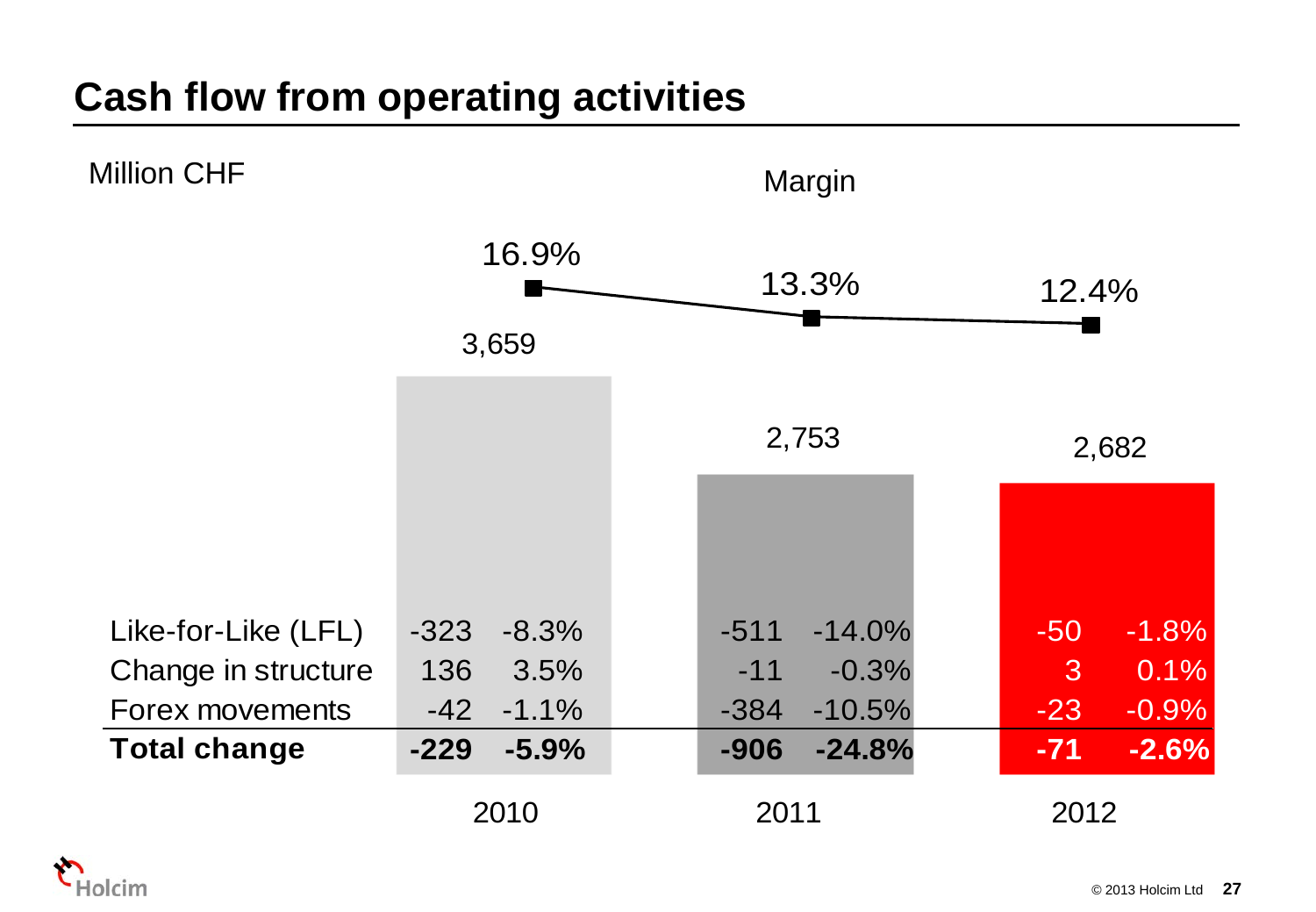# Cash flow from operating activities

Million CHF

| | 2010 | | 2011 | | 2012 | |
|---|---|---|---|---|---|---|
| Cash flow from operating activities | 3,659 | | 2,753 | | 2,682 | |
| Margin | 16.9% | | 13.3% | | 12.4% | |
| Like-for-Like (LFL) | -323 | -8.3% | -511 | -14.0% | -50 | -1.8% |
| Change in structure | 136 | 3.5% | -11 | -0.3% | 3 | 0.1% |
| Forex movements | -42 | -1.1% | -384 | -10.5% | -23 | -0.9% |
| **Total change** | **-229** | **-5.9%** | **-906** | **-24.8%** | **-71** | **-2.6%** |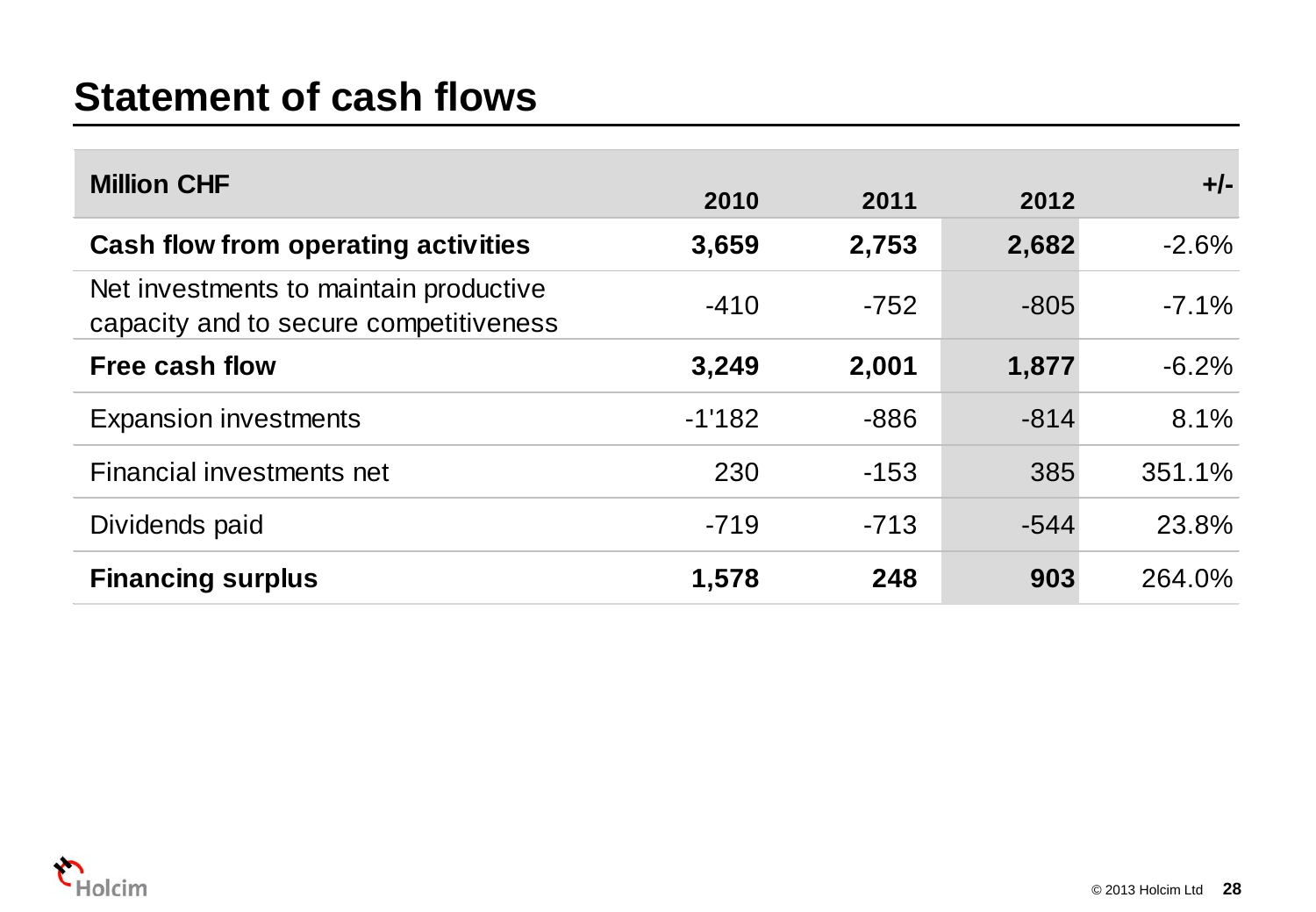# Statement of cash flows

| Million CHF | 2010 | 2011 | 2012 | +/- |
|---|---|---|---|---|
| **Cash flow from operating activities** | **3,659** | **2,753** | **2,682** | -2.6% |
| Net investments to maintain productive capacity and to secure competitiveness | -410 | -752 | -805 | -7.1% |
| **Free cash flow** | **3,249** | **2,001** | **1,877** | -6.2% |
| Expansion investments | -1'182 | -886 | -814 | 8.1% |
| Financial investments net | 230 | -153 | 385 | 351.1% |
| Dividends paid | -719 | -713 | -544 | 23.8% |
| **Financing surplus** | **1,578** | **248** | **903** | 264.0% |

© 2013 Holcim Ltd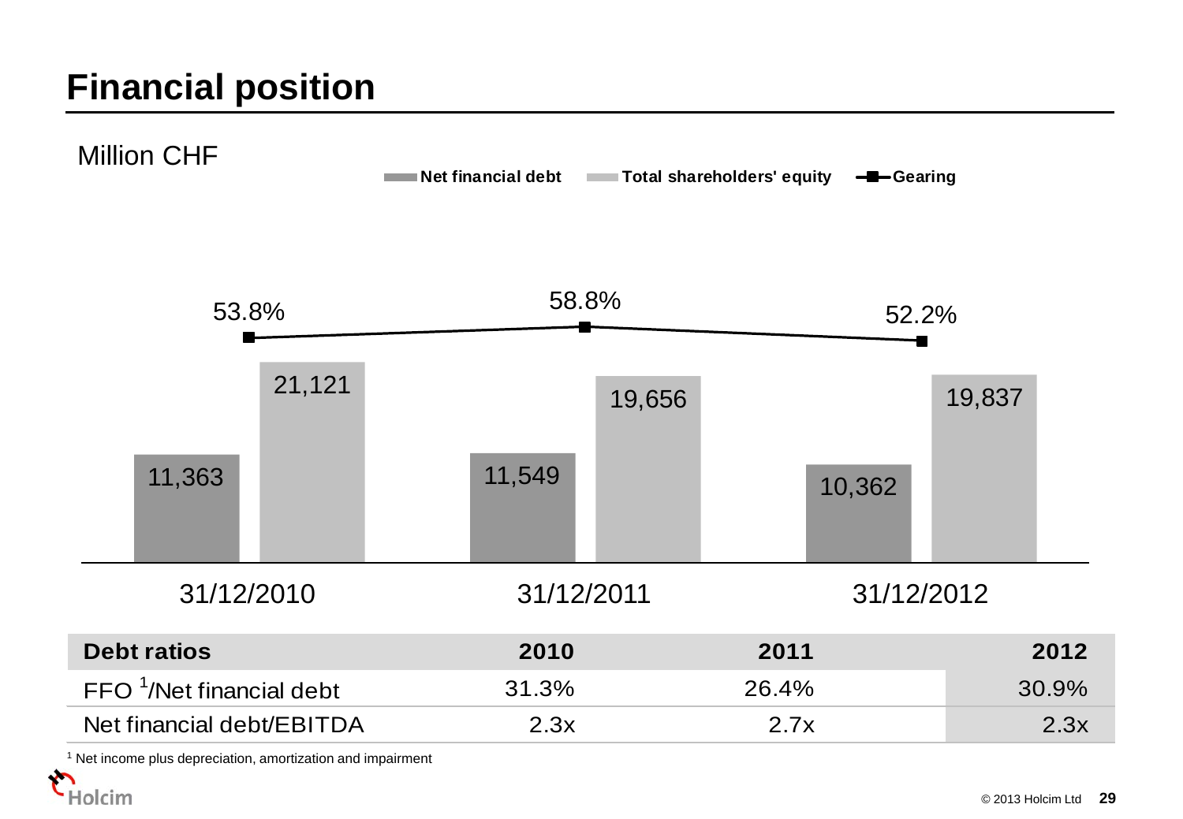# Financial position

Million CHF

| | Net financial debt | Total shareholders' equity | Gearing |
|---|---|---|---|
| 31/12/2010 | 11,363 | 21,121 | 53.8% |
| 31/12/2011 | 11,549 | 19,656 | 58.8% |
| 31/12/2012 | 10,362 | 19,837 | 52.2% |

| Debt ratios | 2010 | 2011 | 2012 |
|---|---|---|---|
| FFO [1]/Net financial debt | 31.3% | 26.4% | 30.9% |
| Net financial debt/EBITDA | 2.3x | 2.7x | 2.3x |

[1] Net income plus depreciation, amortization and impairment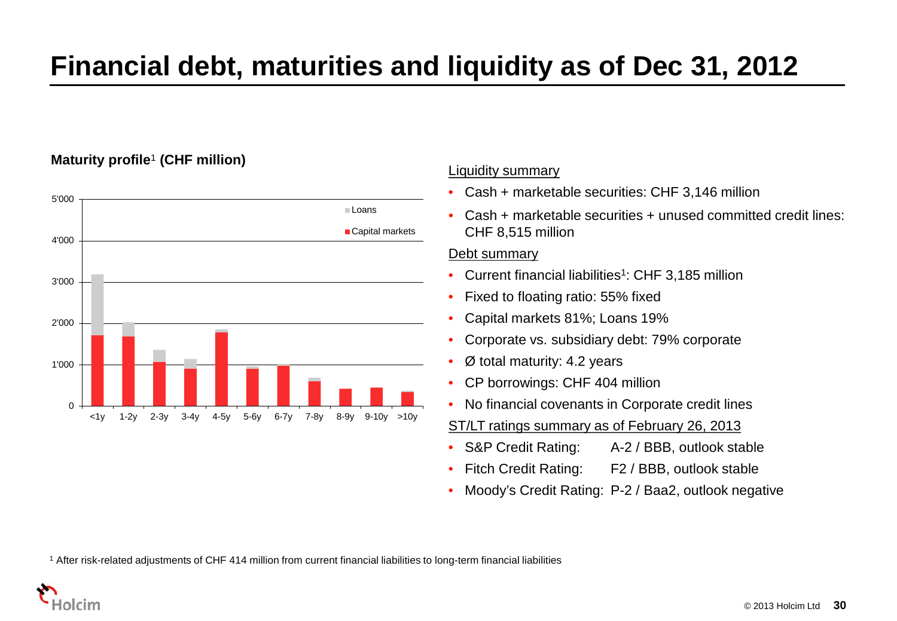# Financial debt, maturities and liquidity as of Dec 31, 2012

**Maturity profile**[1] **(CHF million)**

Liquidity summary

- Cash + marketable securities: CHF 3,146 million
- Cash + marketable securities + unused committed credit lines: CHF 8,515 million

Debt summary

- Current financial liabilities[1]: CHF 3,185 million
- Fixed to floating ratio: 55% fixed
- Capital markets 81%; Loans 19%
- Corporate vs. subsidiary debt: 79% corporate
- Ø total maturity: 4.2 years
- CP borrowings: CHF 404 million
- No financial covenants in Corporate credit lines

ST/LT ratings summary as of February 26, 2013

- S&P Credit Rating: A-2 / BBB, outlook stable
- Fitch Credit Rating: F2 / BBB, outlook stable
- Moody's Credit Rating: P-2 / Baa2, outlook negative

[1] After risk-related adjustments of CHF 414 million from current financial liabilities to long-term financial liabilities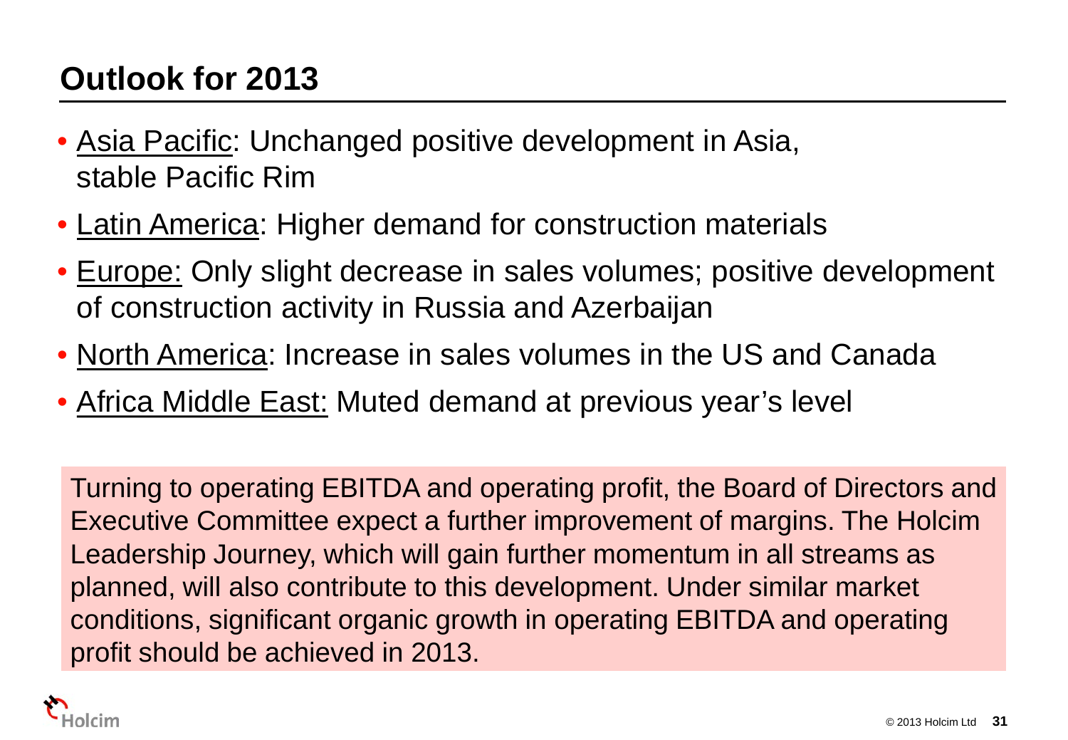# Outlook for 2013

- Asia Pacific: Unchanged positive development in Asia, stable Pacific Rim
- Latin America: Higher demand for construction materials
- Europe: Only slight decrease in sales volumes; positive development of construction activity in Russia and Azerbaijan
- North America: Increase in sales volumes in the US and Canada
- Africa Middle East: Muted demand at previous year's level

Turning to operating EBITDA and operating profit, the Board of Directors and Executive Committee expect a further improvement of margins. The Holcim Leadership Journey, which will gain further momentum in all streams as planned, will also contribute to this development. Under similar market conditions, significant organic growth in operating EBITDA and operating profit should be achieved in 2013.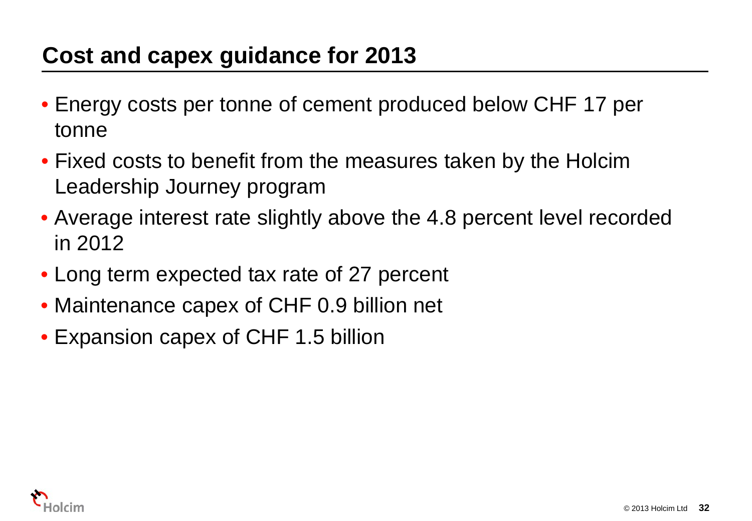# Cost and capex guidance for 2013

- Energy costs per tonne of cement produced below CHF 17 per tonne
- Fixed costs to benefit from the measures taken by the Holcim Leadership Journey program
- Average interest rate slightly above the 4.8 percent level recorded in 2012
- Long term expected tax rate of 27 percent
- Maintenance capex of CHF 0.9 billion net
- Expansion capex of CHF 1.5 billion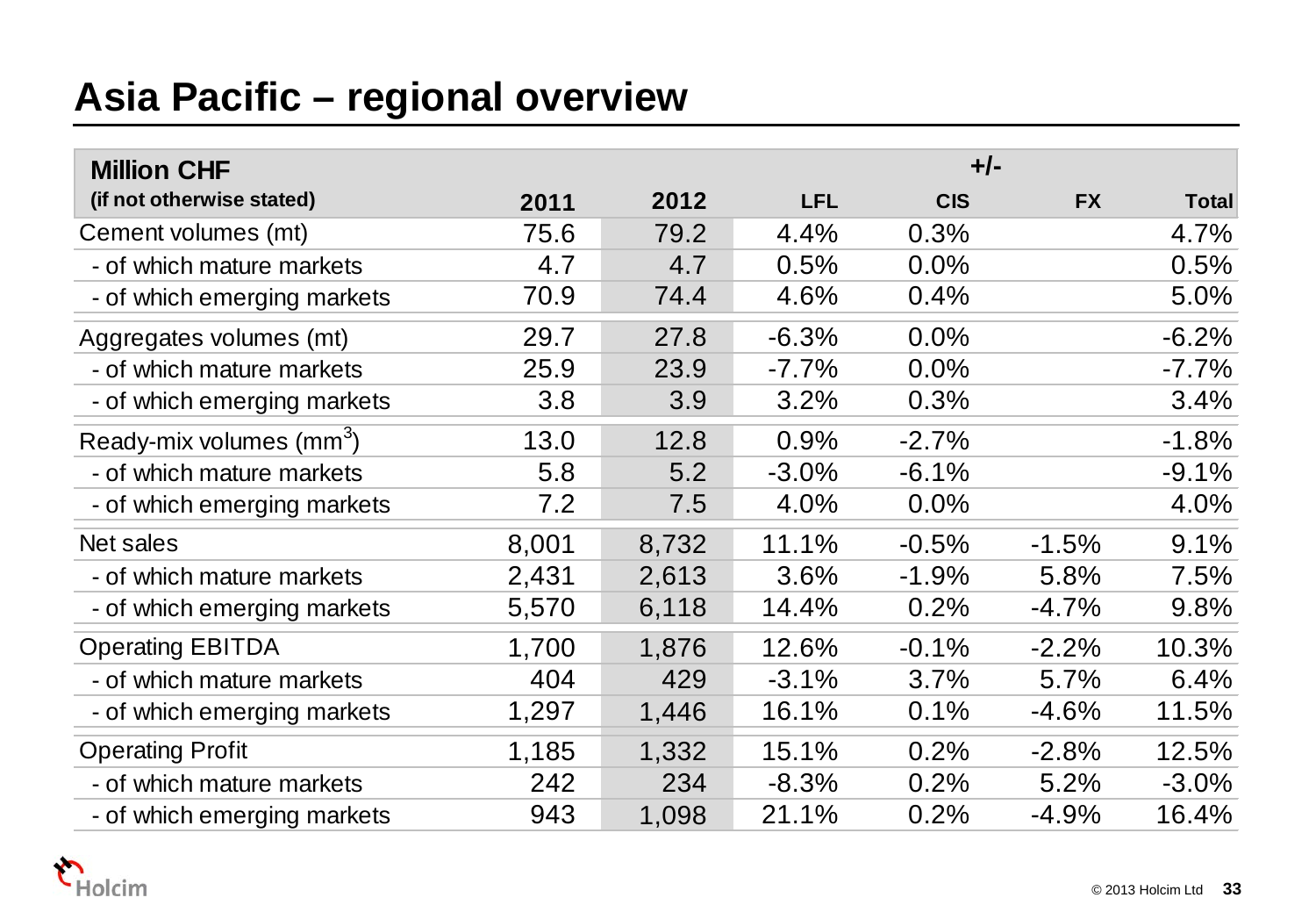# Asia Pacific – regional overview

| Million CHF (if not otherwise stated) | 2011 | 2012 | +/- LFL | CIS | FX | Total |
|---|---|---|---|---|---|---|
| Cement volumes (mt) | 75.6 | 79.2 | 4.4% | 0.3% | | 4.7% |
| - of which mature markets | 4.7 | 4.7 | 0.5% | 0.0% | | 0.5% |
| - of which emerging markets | 70.9 | 74.4 | 4.6% | 0.4% | | 5.0% |
| Aggregates volumes (mt) | 29.7 | 27.8 | -6.3% | 0.0% | | -6.2% |
| - of which mature markets | 25.9 | 23.9 | -7.7% | 0.0% | | -7.7% |
| - of which emerging markets | 3.8 | 3.9 | 3.2% | 0.3% | | 3.4% |
| Ready-mix volumes ($mm^3$) | 13.0 | 12.8 | 0.9% | -2.7% | | -1.8% |
| - of which mature markets | 5.8 | 5.2 | -3.0% | -6.1% | | -9.1% |
| - of which emerging markets | 7.2 | 7.5 | 4.0% | 0.0% | | 4.0% |
| Net sales | 8,001 | 8,732 | 11.1% | -0.5% | -1.5% | 9.1% |
| - of which mature markets | 2,431 | 2,613 | 3.6% | -1.9% | 5.8% | 7.5% |
| - of which emerging markets | 5,570 | 6,118 | 14.4% | 0.2% | -4.7% | 9.8% |
| Operating EBITDA | 1,700 | 1,876 | 12.6% | -0.1% | -2.2% | 10.3% |
| - of which mature markets | 404 | 429 | -3.1% | 3.7% | 5.7% | 6.4% |
| - of which emerging markets | 1,297 | 1,446 | 16.1% | 0.1% | -4.6% | 11.5% |
| Operating Profit | 1,185 | 1,332 | 15.1% | 0.2% | -2.8% | 12.5% |
| - of which mature markets | 242 | 234 | -8.3% | 0.2% | 5.2% | -3.0% |
| - of which emerging markets | 943 | 1,098 | 21.1% | 0.2% | -4.9% | 16.4% |

Holcim

© 2013 Holcim Ltd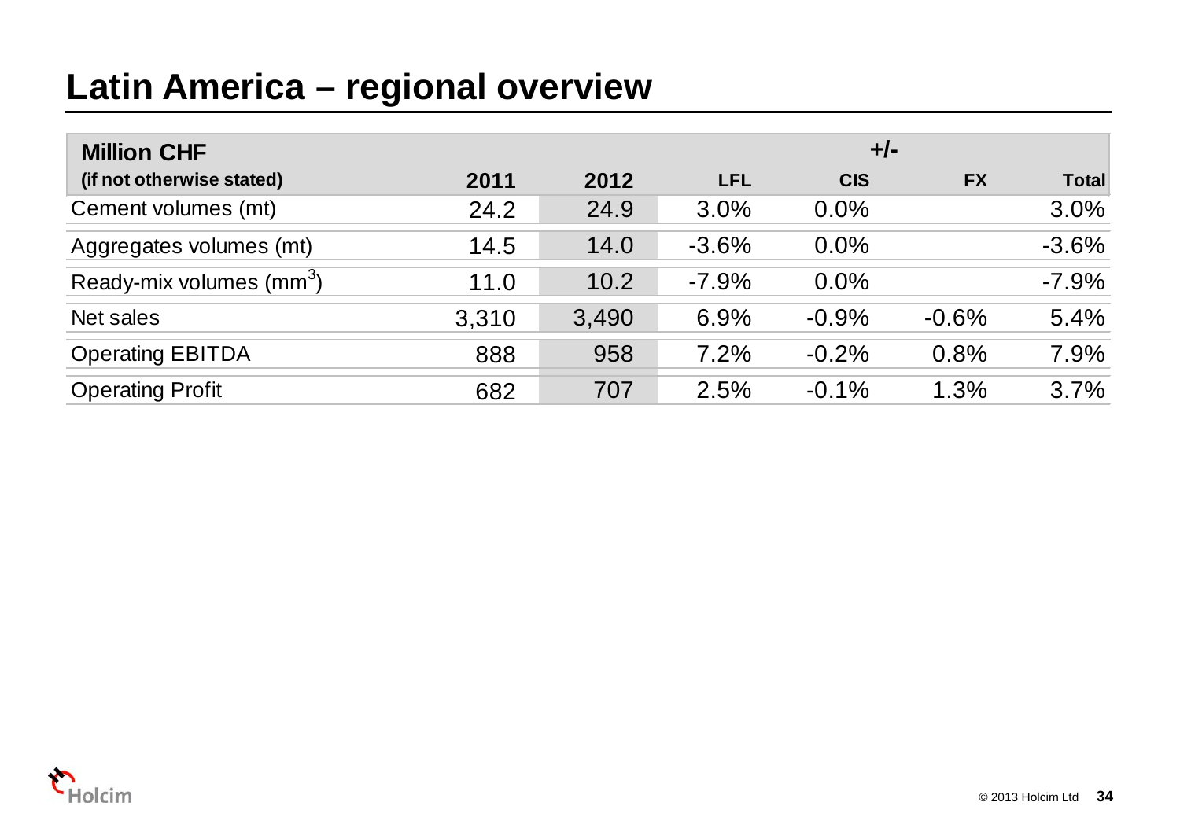# Latin America – regional overview

| Million CHF (if not otherwise stated) | 2011 | 2012 | +/- LFL | CIS | FX | Total |
|---|---|---|---|---|---|---|
| Cement volumes (mt) | 24.2 | 24.9 | 3.0% | 0.0% | | 3.0% |
| Aggregates volumes (mt) | 14.5 | 14.0 | -3.6% | 0.0% | | -3.6% |
| Ready-mix volumes ($mm^3$) | 11.0 | 10.2 | -7.9% | 0.0% | | -7.9% |
| Net sales | 3,310 | 3,490 | 6.9% | -0.9% | -0.6% | 5.4% |
| Operating EBITDA | 888 | 958 | 7.2% | -0.2% | 0.8% | 7.9% |
| Operating Profit | 682 | 707 | 2.5% | -0.1% | 1.3% | 3.7% |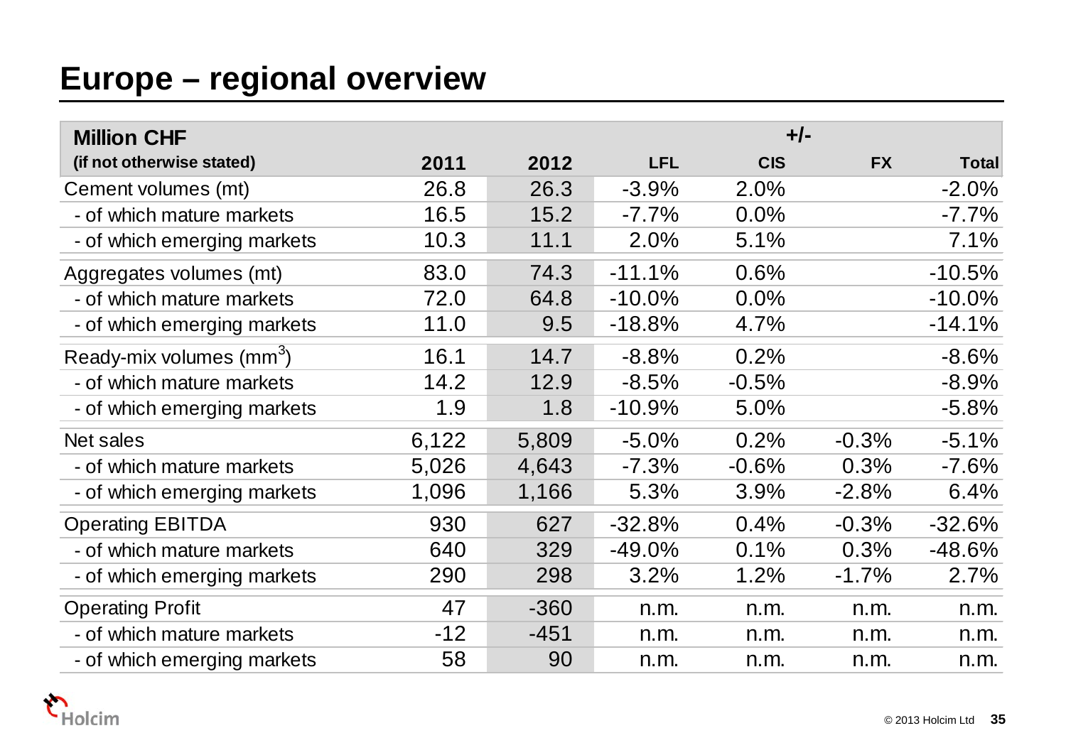# Europe – regional overview

| Million CHF (if not otherwise stated) | 2011 | 2012 | +/- LFL | CIS | FX | Total |
|---|---|---|---|---|---|---|
| Cement volumes (mt) | 26.8 | 26.3 | -3.9% | 2.0% | | -2.0% |
| - of which mature markets | 16.5 | 15.2 | -7.7% | 0.0% | | -7.7% |
| - of which emerging markets | 10.3 | 11.1 | 2.0% | 5.1% | | 7.1% |
| Aggregates volumes (mt) | 83.0 | 74.3 | -11.1% | 0.6% | | -10.5% |
| - of which mature markets | 72.0 | 64.8 | -10.0% | 0.0% | | -10.0% |
| - of which emerging markets | 11.0 | 9.5 | -18.8% | 4.7% | | -14.1% |
| Ready-mix volumes ($mm^3$) | 16.1 | 14.7 | -8.8% | 0.2% | | -8.6% |
| - of which mature markets | 14.2 | 12.9 | -8.5% | -0.5% | | -8.9% |
| - of which emerging markets | 1.9 | 1.8 | -10.9% | 5.0% | | -5.8% |
| Net sales | 6,122 | 5,809 | -5.0% | 0.2% | -0.3% | -5.1% |
| - of which mature markets | 5,026 | 4,643 | -7.3% | -0.6% | 0.3% | -7.6% |
| - of which emerging markets | 1,096 | 1,166 | 5.3% | 3.9% | -2.8% | 6.4% |
| Operating EBITDA | 930 | 627 | -32.8% | 0.4% | -0.3% | -32.6% |
| - of which mature markets | 640 | 329 | -49.0% | 0.1% | 0.3% | -48.6% |
| - of which emerging markets | 290 | 298 | 3.2% | 1.2% | -1.7% | 2.7% |
| Operating Profit | 47 | -360 | n.m. | n.m. | n.m. | n.m. |
| - of which mature markets | -12 | -451 | n.m. | n.m. | n.m. | n.m. |
| - of which emerging markets | 58 | 90 | n.m. | n.m. | n.m. | n.m. |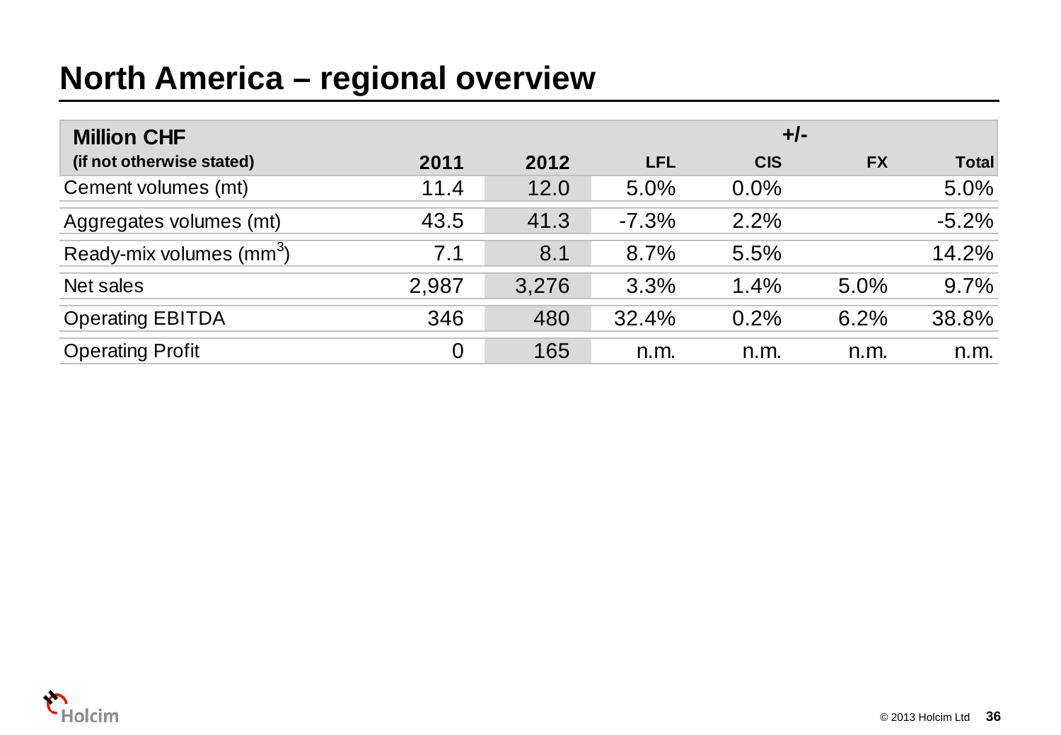# North America – regional overview

| Million CHF (if not otherwise stated) | 2011 | 2012 | +/- LFL | CIS | FX | Total |
|---|---|---|---|---|---|---|
| Cement volumes (mt) | 11.4 | 12.0 | 5.0% | 0.0% | | 5.0% |
| Aggregates volumes (mt) | 43.5 | 41.3 | -7.3% | 2.2% | | -5.2% |
| Ready-mix volumes ($mm^3$) | 7.1 | 8.1 | 8.7% | 5.5% | | 14.2% |
| Net sales | 2,987 | 3,276 | 3.3% | 1.4% | 5.0% | 9.7% |
| Operating EBITDA | 346 | 480 | 32.4% | 0.2% | 6.2% | 38.8% |
| Operating Profit | 0 | 165 | n.m. | n.m. | n.m. | n.m. |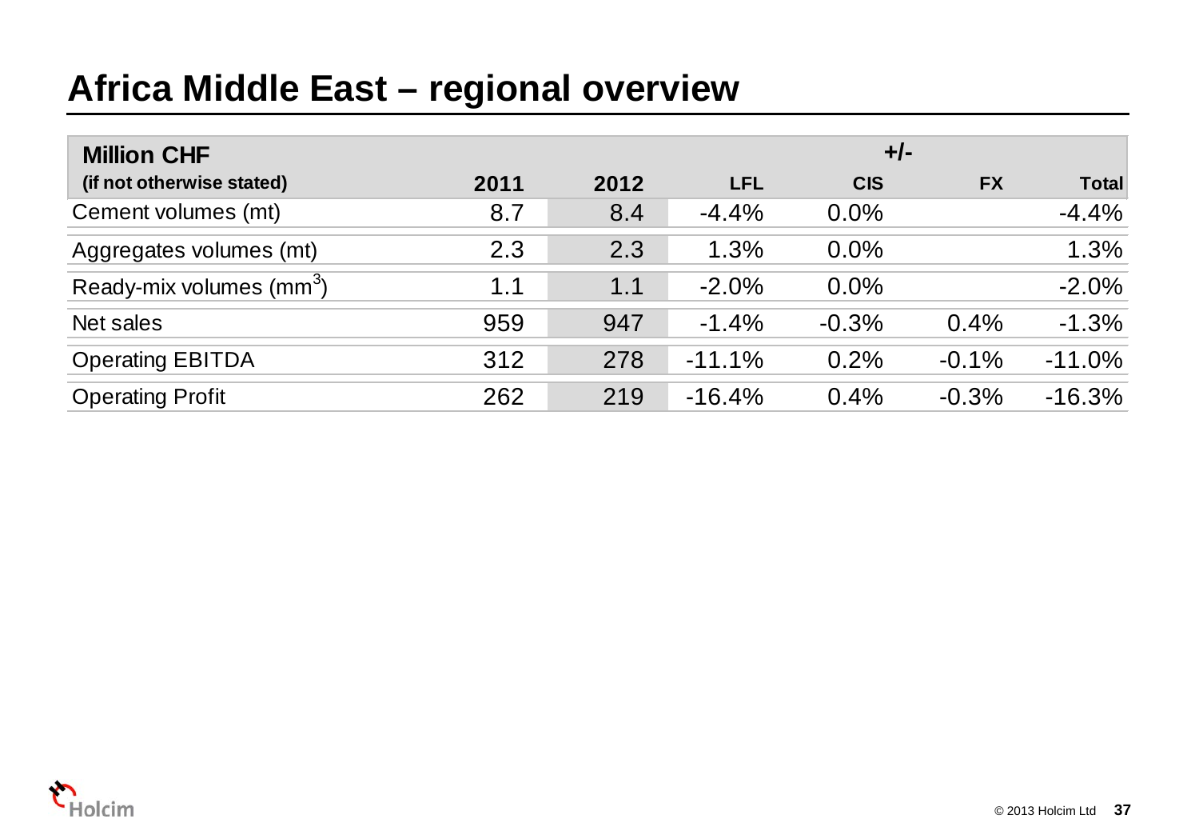# Africa Middle East – regional overview

| Million CHF (if not otherwise stated) | 2011 | 2012 | +/- LFL | CIS | FX | Total |
|---|---|---|---|---|---|---|
| Cement volumes (mt) | 8.7 | 8.4 | -4.4% | 0.0% | | -4.4% |
| Aggregates volumes (mt) | 2.3 | 2.3 | 1.3% | 0.0% | | 1.3% |
| Ready-mix volumes ($mm^3$) | 1.1 | 1.1 | -2.0% | 0.0% | | -2.0% |
| Net sales | 959 | 947 | -1.4% | -0.3% | 0.4% | -1.3% |
| Operating EBITDA | 312 | 278 | -11.1% | 0.2% | -0.1% | -11.0% |
| Operating Profit | 262 | 219 | -16.4% | 0.4% | -0.3% | -16.3% |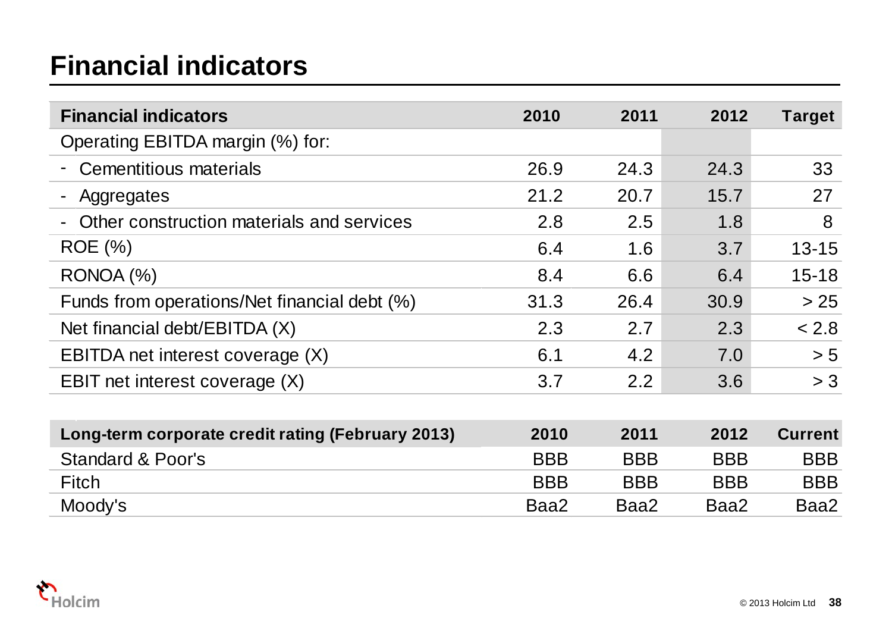# Financial indicators

| Financial indicators | 2010 | 2011 | 2012 | Target |
|---|---|---|---|---|
| Operating EBITDA margin (%) for: | | | | |
| - Cementitious materials | 26.9 | 24.3 | 24.3 | 33 |
| - Aggregates | 21.2 | 20.7 | 15.7 | 27 |
| - Other construction materials and services | 2.8 | 2.5 | 1.8 | 8 |
| ROE (%) | 6.4 | 1.6 | 3.7 | 13-15 |
| RONOA (%) | 8.4 | 6.6 | 6.4 | 15-18 |
| Funds from operations/Net financial debt (%) | 31.3 | 26.4 | 30.9 | > 25 |
| Net financial debt/EBITDA (X) | 2.3 | 2.7 | 2.3 | < 2.8 |
| EBITDA net interest coverage (X) | 6.1 | 4.2 | 7.0 | > 5 |
| EBIT net interest coverage (X) | 3.7 | 2.2 | 3.6 | > 3 |

| Long-term corporate credit rating (February 2013) | 2010 | 2011 | 2012 | Current |
|---|---|---|---|---|
| Standard & Poor's | BBB | BBB | BBB | BBB |
| Fitch | BBB | BBB | BBB | BBB |
| Moody's | Baa2 | Baa2 | Baa2 | Baa2 |

© 2013 Holcim Ltd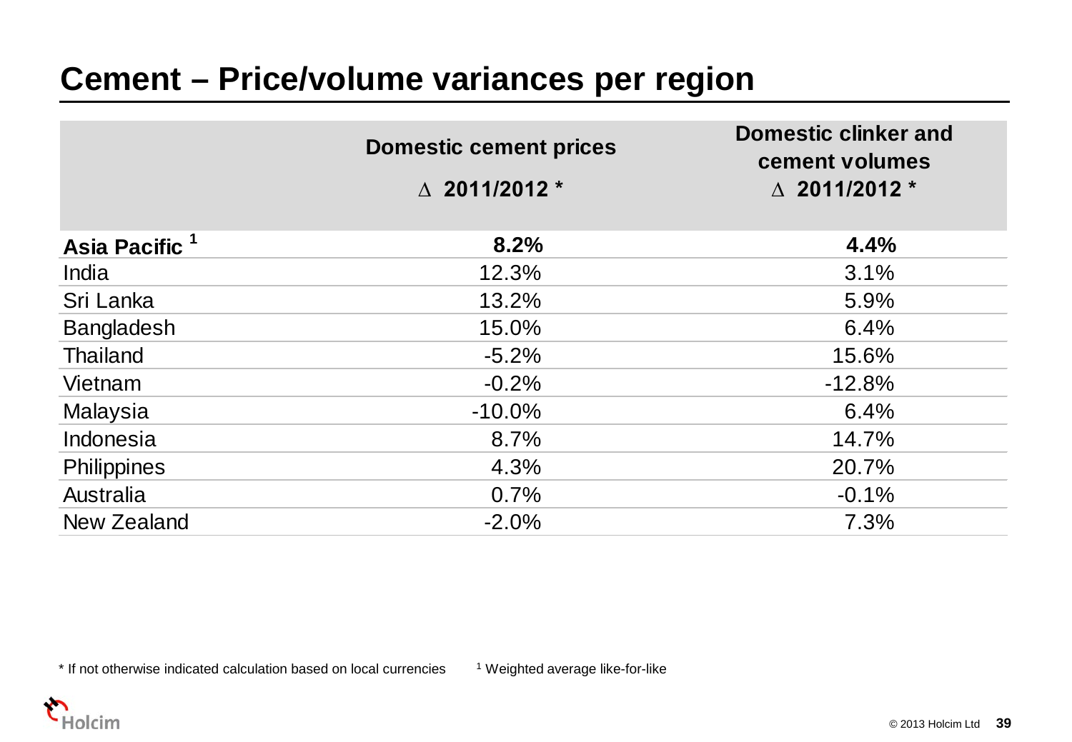# Cement – Price/volume variances per region

| | Domestic cement prices<br>∆ 2011/2012 * | Domestic clinker and cement volumes<br>∆ 2011/2012 * |
|---|---|---|
| **Asia Pacific [1]** | **8.2%** | **4.4%** |
| India | 12.3% | 3.1% |
| Sri Lanka | 13.2% | 5.9% |
| Bangladesh | 15.0% | 6.4% |
| Thailand | -5.2% | 15.6% |
| Vietnam | -0.2% | -12.8% |
| Malaysia | -10.0% | 6.4% |
| Indonesia | 8.7% | 14.7% |
| Philippines | 4.3% | 20.7% |
| Australia | 0.7% | -0.1% |
| New Zealand | -2.0% | 7.3% |

* If not otherwise indicated calculation based on local currencies

[1] Weighted average like-for-like

© 2013 Holcim Ltd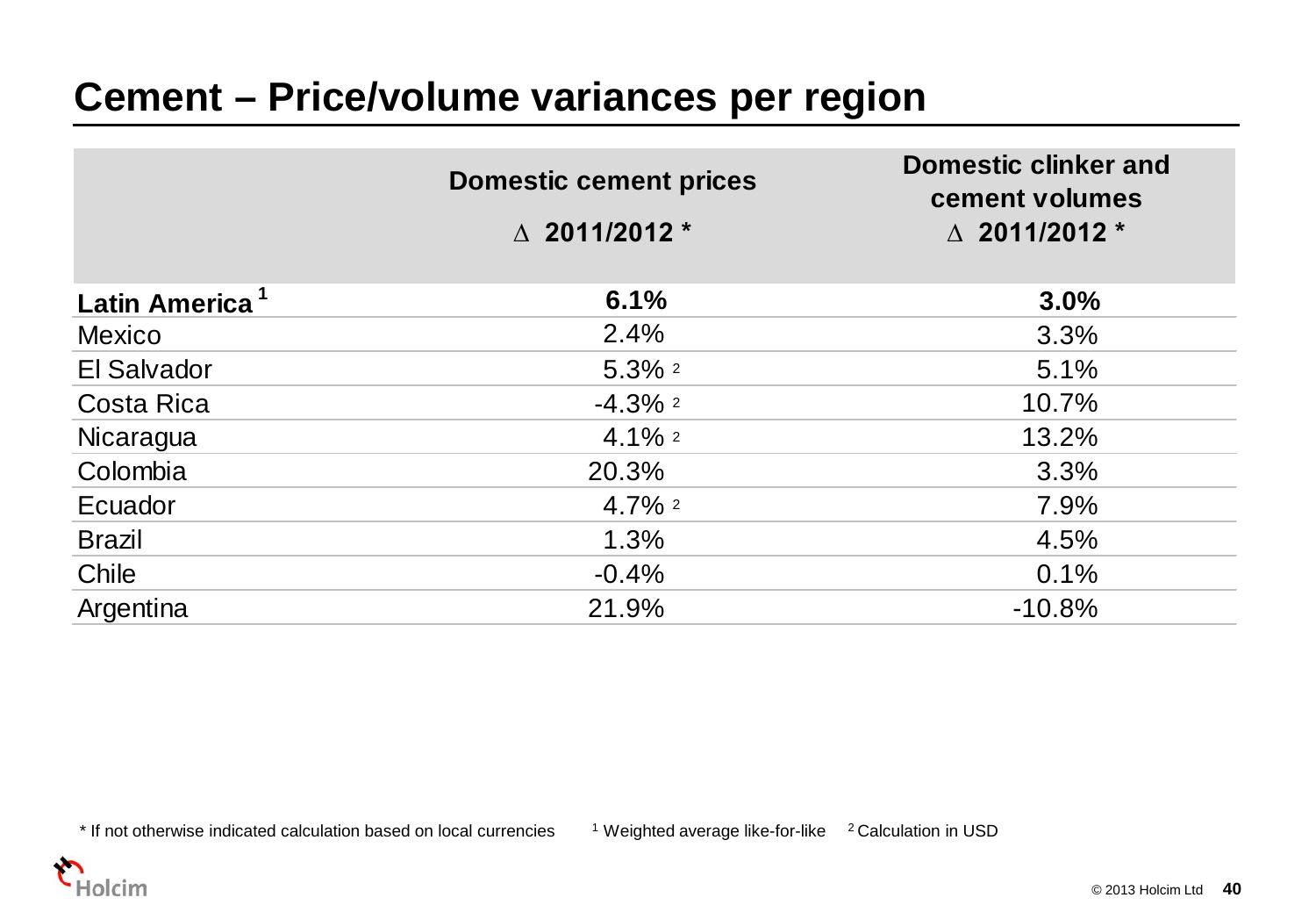# Cement – Price/volume variances per region

| | Domestic cement prices<br>∆ 2011/2012 * | Domestic clinker and cement volumes<br>∆ 2011/2012 * |
|---|---|---|
| **Latin America [1]** | **6.1%** | **3.0%** |
| Mexico | 2.4% | 3.3% |
| El Salvador | 5.3% [2] | 5.1% |
| Costa Rica | -4.3% [2] | 10.7% |
| Nicaragua | 4.1% [2] | 13.2% |
| Colombia | 20.3% | 3.3% |
| Ecuador | 4.7% [2] | 7.9% |
| Brazil | 1.3% | 4.5% |
| Chile | -0.4% | 0.1% |
| Argentina | 21.9% | -10.8% |

* If not otherwise indicated calculation based on local currencies   [1] Weighted average like-for-like   [2] Calculation in USD

© 2013 Holcim Ltd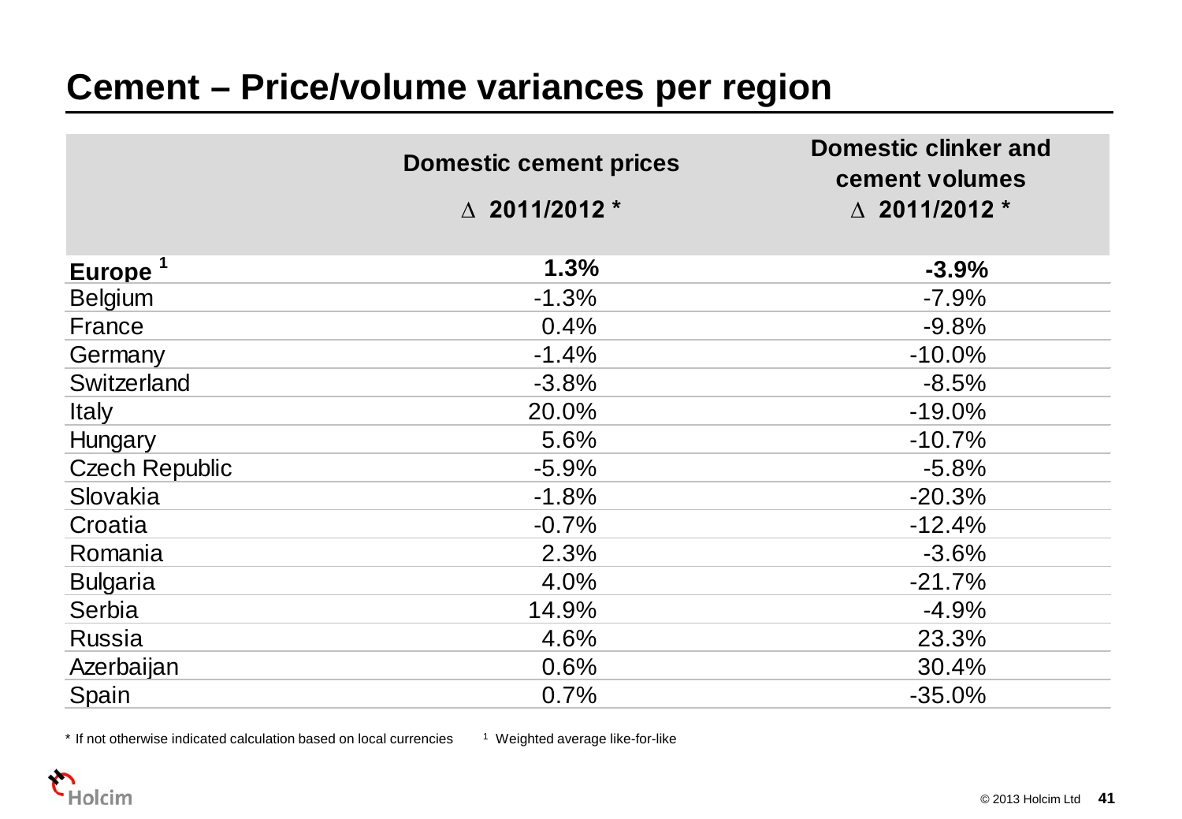# Cement – Price/volume variances per region

| | Domestic cement prices<br>Δ 2011/2012 * | Domestic clinker and cement volumes<br>Δ 2011/2012 * |
|---|---|---|
| **Europe [1]** | **1.3%** | **-3.9%** |
| Belgium | -1.3% | -7.9% |
| France | 0.4% | -9.8% |
| Germany | -1.4% | -10.0% |
| Switzerland | -3.8% | -8.5% |
| Italy | 20.0% | -19.0% |
| Hungary | 5.6% | -10.7% |
| Czech Republic | -5.9% | -5.8% |
| Slovakia | -1.8% | -20.3% |
| Croatia | -0.7% | -12.4% |
| Romania | 2.3% | -3.6% |
| Bulgaria | 4.0% | -21.7% |
| Serbia | 14.9% | -4.9% |
| Russia | 4.6% | 23.3% |
| Azerbaijan | 0.6% | 30.4% |
| Spain | 0.7% | -35.0% |

* If not otherwise indicated calculation based on local currencies

[1] Weighted average like-for-like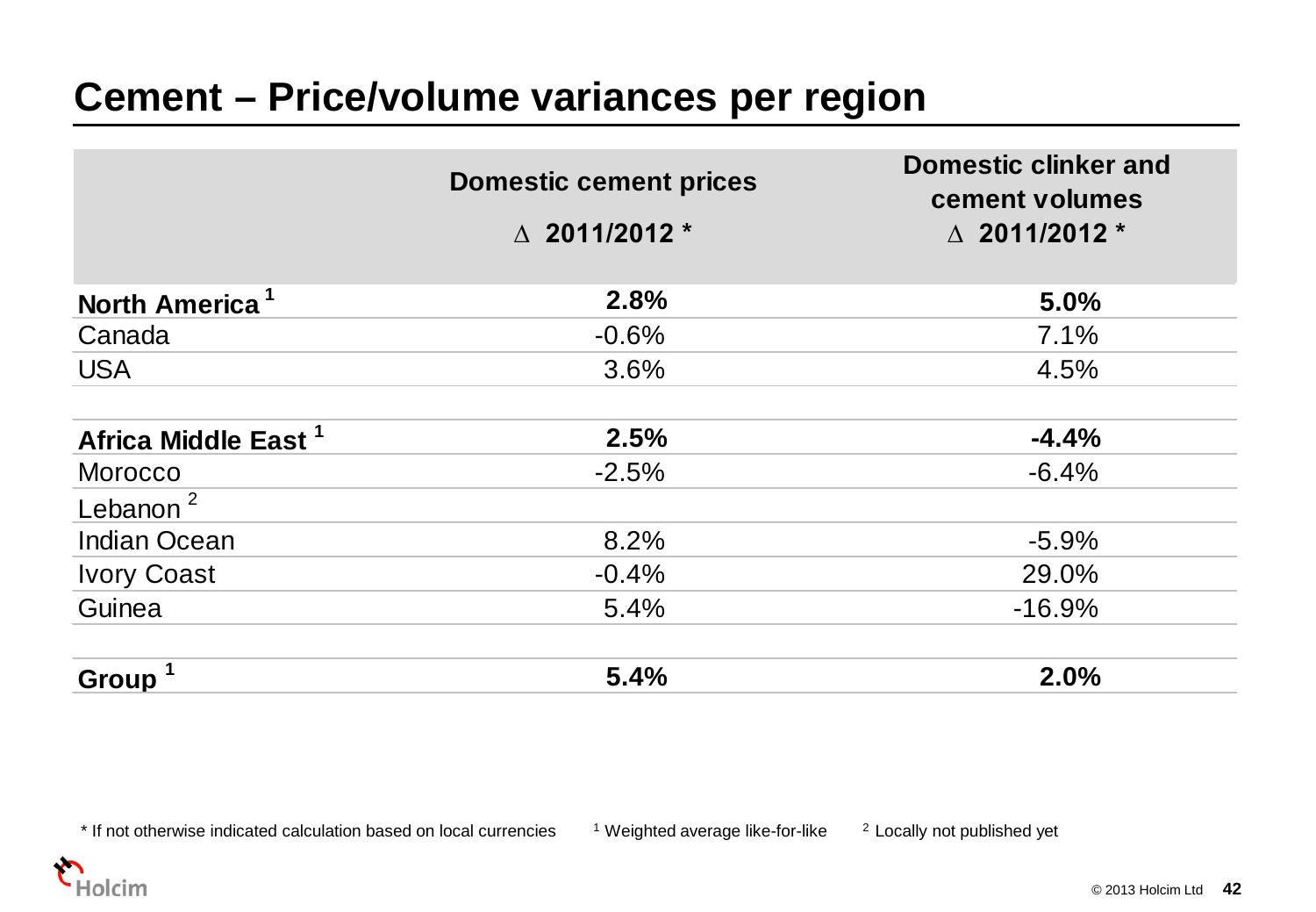# Cement – Price/volume variances per region

| | Domestic cement prices<br>∆ 2011/2012 * | Domestic clinker and cement volumes<br>∆ 2011/2012 * |
|---|---|---|
| **North America [1]** | **2.8%** | **5.0%** |
| Canada | -0.6% | 7.1% |
| USA | 3.6% | 4.5% |
| | | |
| **Africa Middle East [1]** | **2.5%** | **-4.4%** |
| Morocco | -2.5% | -6.4% |
| Lebanon [2] | | |
| Indian Ocean | 8.2% | -5.9% |
| Ivory Coast | -0.4% | 29.0% |
| Guinea | 5.4% | -16.9% |
| | | |
| **Group [1]** | **5.4%** | **2.0%** |

* If not otherwise indicated calculation based on local currencies [1] Weighted average like-for-like [2] Locally not published yet

© 2013 Holcim Ltd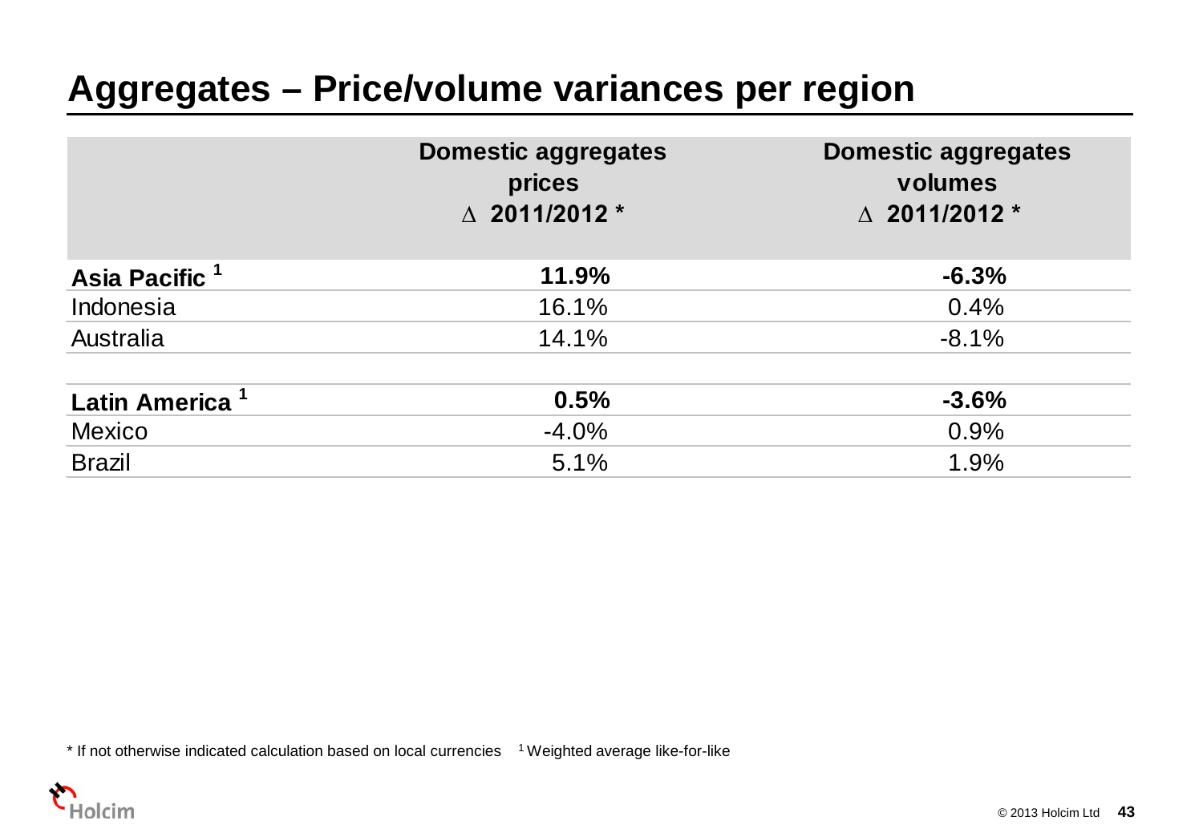# Aggregates – Price/volume variances per region

| | Domestic aggregates prices ∆ 2011/2012 * | Domestic aggregates volumes ∆ 2011/2012 * |
|---|---|---|
| **Asia Pacific** [1] | **11.9%** | **-6.3%** |
| Indonesia | 16.1% | 0.4% |
| Australia | 14.1% | -8.1% |
| | | |
| **Latin America** [1] | **0.5%** | **-3.6%** |
| Mexico | -4.0% | 0.9% |
| Brazil | 5.1% | 1.9% |

\* If not otherwise indicated calculation based on local currencies [1] Weighted average like-for-like

© 2013 Holcim Ltd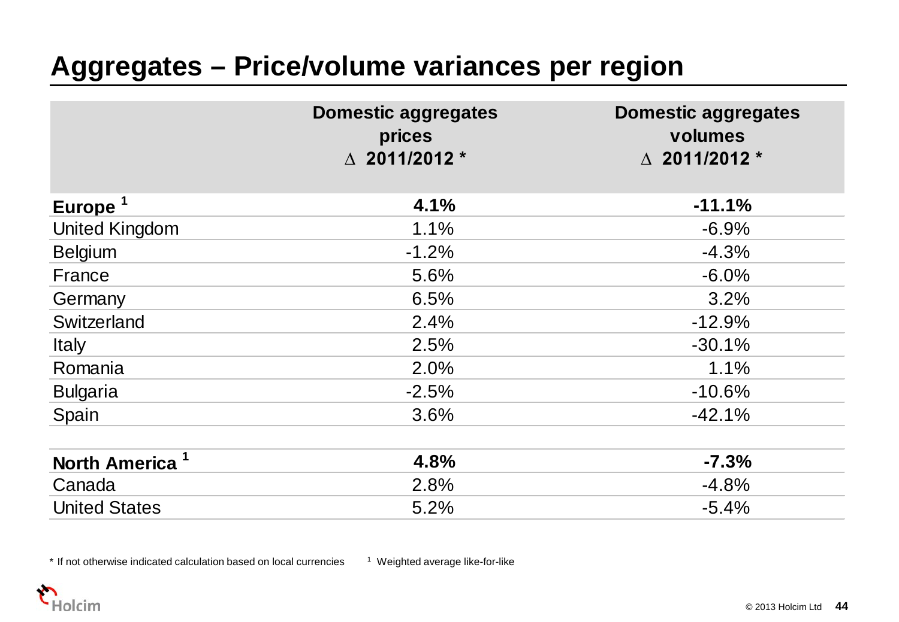# Aggregates – Price/volume variances per region

| | Domestic aggregates prices ∆ 2011/2012 * | Domestic aggregates volumes ∆ 2011/2012 * |
|---|---|---|
| **Europe [1]** | **4.1%** | **-11.1%** |
| United Kingdom | 1.1% | -6.9% |
| Belgium | -1.2% | -4.3% |
| France | 5.6% | -6.0% |
| Germany | 6.5% | 3.2% |
| Switzerland | 2.4% | -12.9% |
| Italy | 2.5% | -30.1% |
| Romania | 2.0% | 1.1% |
| Bulgaria | -2.5% | -10.6% |
| Spain | 3.6% | -42.1% |
| | | |
| **North America [1]** | **4.8%** | **-7.3%** |
| Canada | 2.8% | -4.8% |
| United States | 5.2% | -5.4% |

* If not otherwise indicated calculation based on local currencies

[1] Weighted average like-for-like

Holcim

© 2013 Holcim Ltd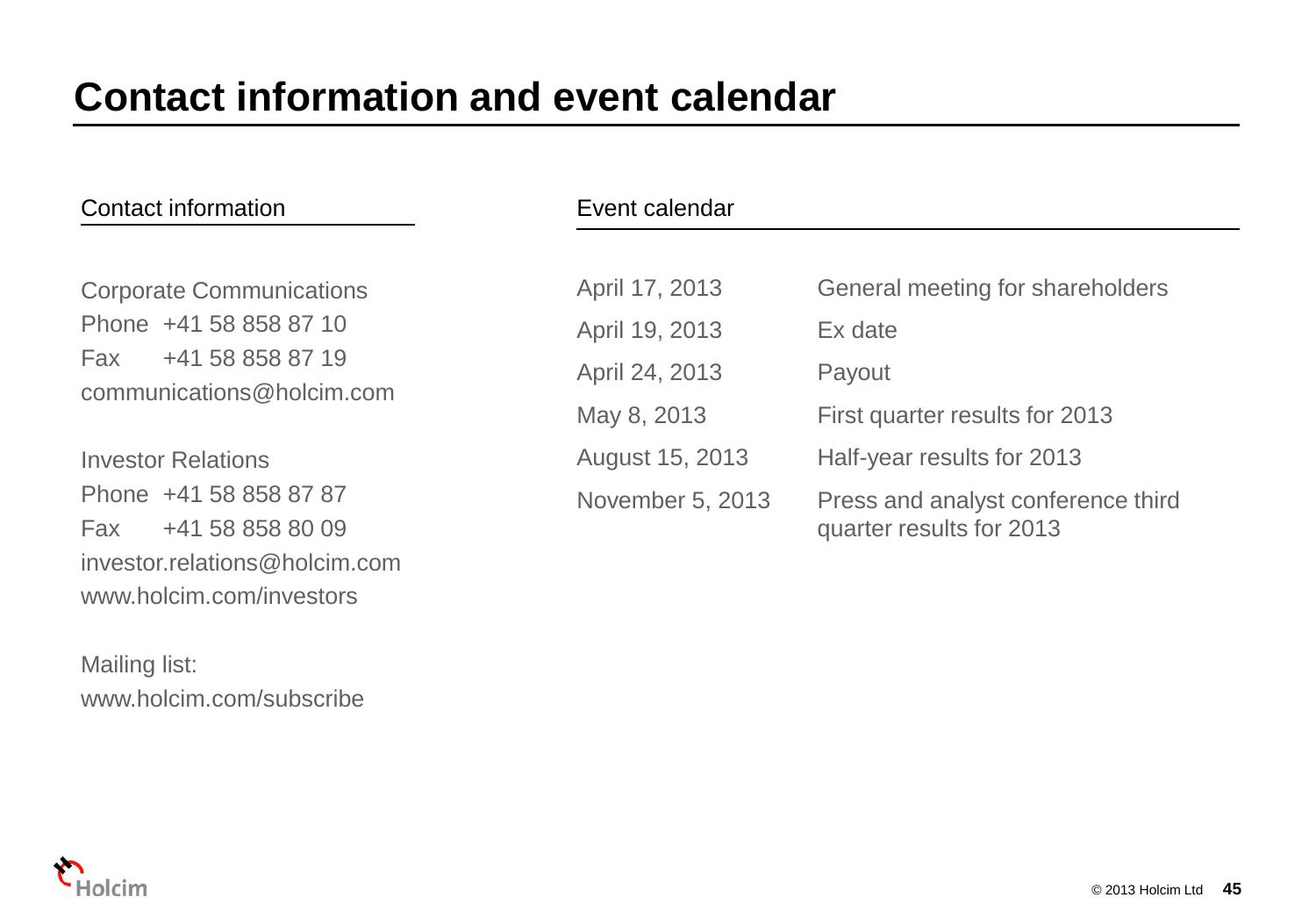# Contact information and event calendar

## Contact information

Corporate Communications
Phone +41 58 858 87 10
Fax +41 58 858 87 19
communications@holcim.com

Investor Relations
Phone +41 58 858 87 87
Fax +41 58 858 80 09
investor.relations@holcim.com
www.holcim.com/investors

Mailing list:
www.holcim.com/subscribe

## Event calendar

| | |
|---|---|
| April 17, 2013 | General meeting for shareholders |
| April 19, 2013 | Ex date |
| April 24, 2013 | Payout |
| May 8, 2013 | First quarter results for 2013 |
| August 15, 2013 | Half-year results for 2013 |
| November 5, 2013 | Press and analyst conference third quarter results for 2013 |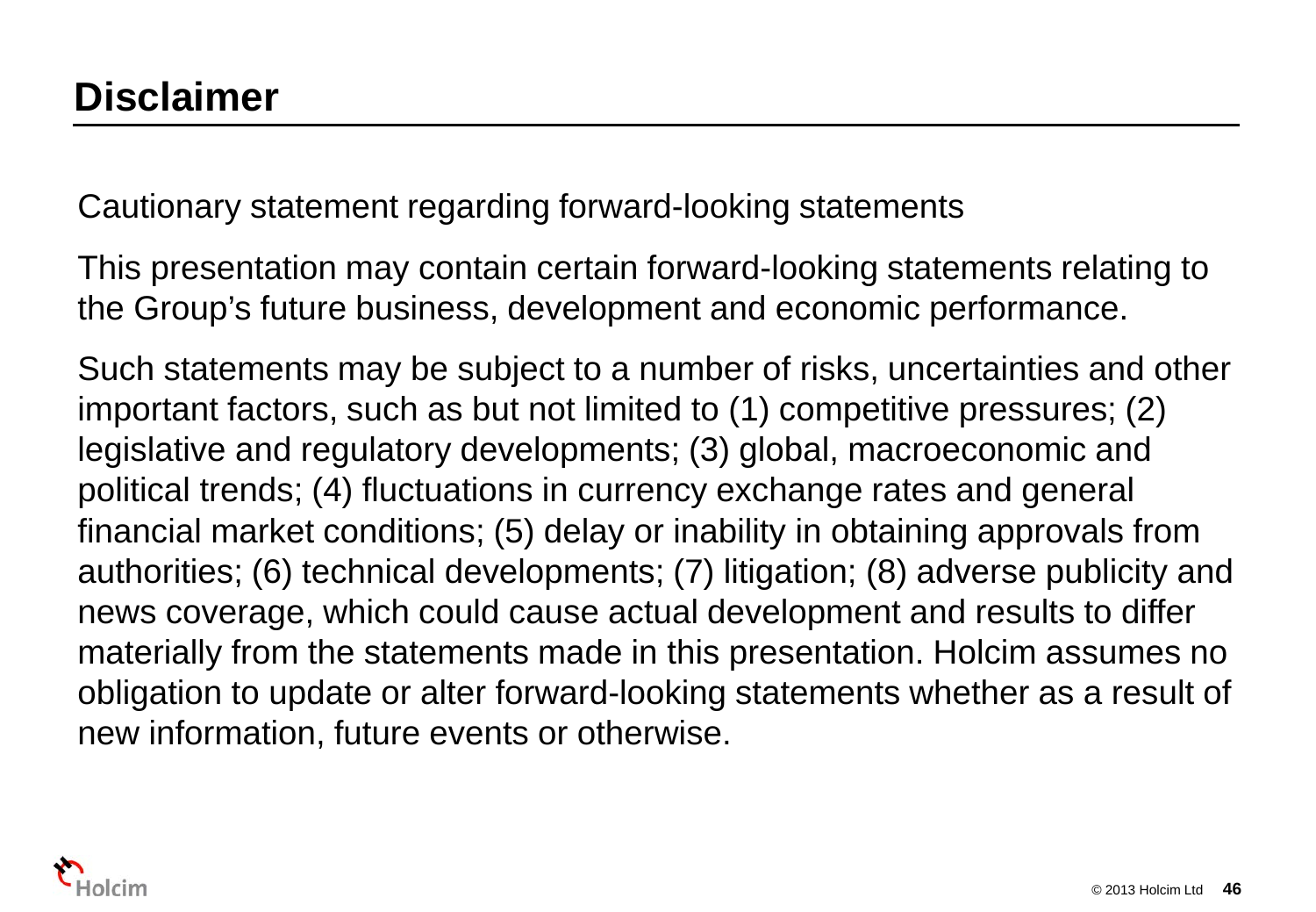# Disclaimer

Cautionary statement regarding forward-looking statements

This presentation may contain certain forward-looking statements relating to the Group's future business, development and economic performance.

Such statements may be subject to a number of risks, uncertainties and other important factors, such as but not limited to (1) competitive pressures; (2) legislative and regulatory developments; (3) global, macroeconomic and political trends; (4) fluctuations in currency exchange rates and general financial market conditions; (5) delay or inability in obtaining approvals from authorities; (6) technical developments; (7) litigation; (8) adverse publicity and news coverage, which could cause actual development and results to differ materially from the statements made in this presentation. Holcim assumes no obligation to update or alter forward-looking statements whether as a result of new information, future events or otherwise.

© 2013 Holcim Ltd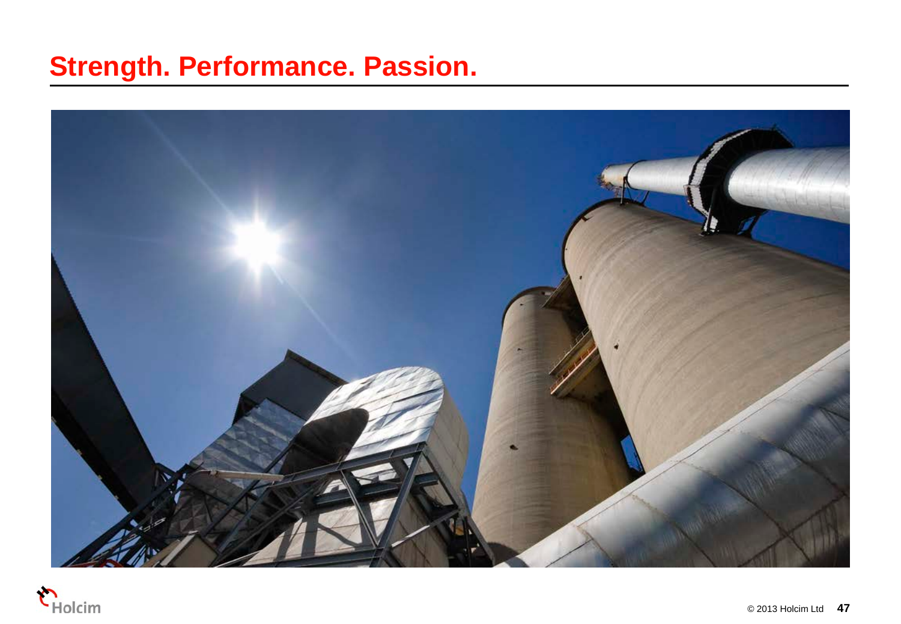# Strength. Performance. Passion.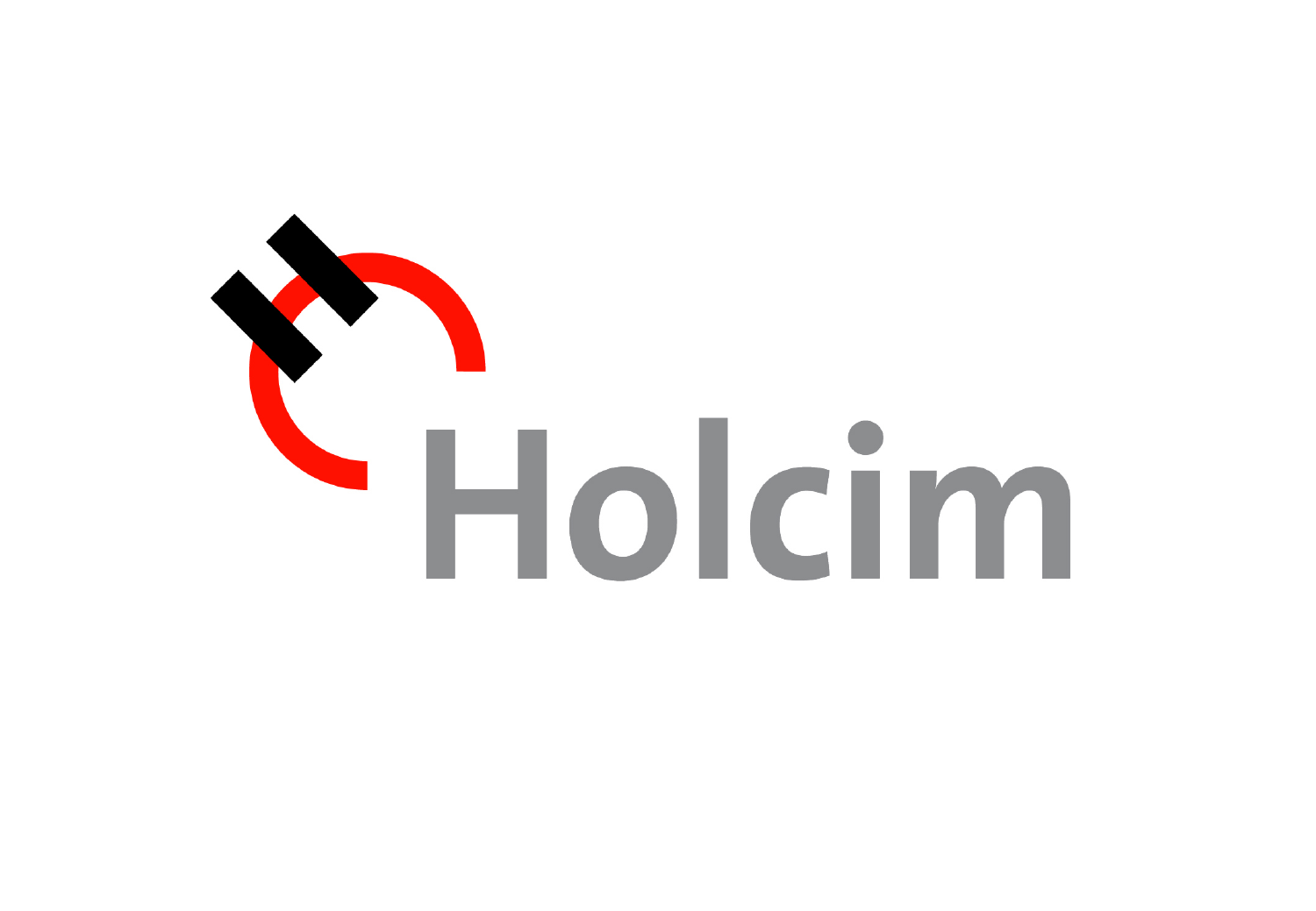Holcim